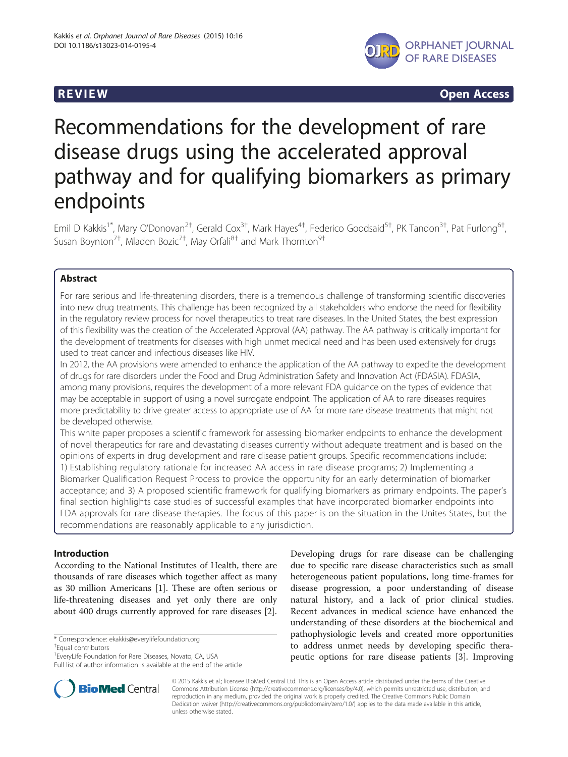**REVIEW** **Open Access**

# Recommendations for the development of rare disease drugs using the accelerated approval pathway and for qualifying biomarkers as primary endpoints

Emil D Kakkis[1*], Mary O'Donovan[2†], Gerald Cox[3†], Mark Hayes[4†], Federico Goodsaid[5†], PK Tandon[3†], Pat Furlong[6†], Susan Boynton[7†], Mladen Bozic[7†], May Orfali[8†] and Mark Thornton[9†]

## Abstract

For rare serious and life-threatening disorders, there is a tremendous challenge of transforming scientific discoveries into new drug treatments. This challenge has been recognized by all stakeholders who endorse the need for flexibility in the regulatory review process for novel therapeutics to treat rare diseases. In the United States, the best expression of this flexibility was the creation of the Accelerated Approval (AA) pathway. The AA pathway is critically important for the development of treatments for diseases with high unmet medical need and has been used extensively for drugs used to treat cancer and infectious diseases like HIV.

In 2012, the AA provisions were amended to enhance the application of the AA pathway to expedite the development of drugs for rare disorders under the Food and Drug Administration Safety and Innovation Act (FDASIA). FDASIA, among many provisions, requires the development of a more relevant FDA guidance on the types of evidence that may be acceptable in support of using a novel surrogate endpoint. The application of AA to rare diseases requires more predictability to drive greater access to appropriate use of AA for more rare disease treatments that might not be developed otherwise.

This white paper proposes a scientific framework for assessing biomarker endpoints to enhance the development of novel therapeutics for rare and devastating diseases currently without adequate treatment and is based on the opinions of experts in drug development and rare disease patient groups. Specific recommendations include: 1) Establishing regulatory rationale for increased AA access in rare disease programs; 2) Implementing a Biomarker Qualification Request Process to provide the opportunity for an early determination of biomarker acceptance; and 3) A proposed scientific framework for qualifying biomarkers as primary endpoints. The paper's final section highlights case studies of successful examples that have incorporated biomarker endpoints into FDA approvals for rare disease therapies. The focus of this paper is on the situation in the Unites States, but the recommendations are reasonably applicable to any jurisdiction.

## Introduction

According to the National Institutes of Health, there are thousands of rare diseases which together affect as many as 30 million Americans [1]. These are often serious or life-threatening diseases and yet only there are only about 400 drugs currently approved for rare diseases [2]. Developing drugs for rare disease can be challenging due to specific rare disease characteristics such as small heterogeneous patient populations, long time-frames for disease progression, a poor understanding of disease natural history, and a lack of prior clinical studies. Recent advances in medical science have enhanced the understanding of these disorders at the biochemical and pathophysiologic levels and created more opportunities to address unmet needs by developing specific therapeutic options for rare disease patients [3]. Improving

* Correspondence: ekakkis@everylifefoundation.org
†Equal contributors
[1]EveryLife Foundation for Rare Diseases, Novato, CA, USA
Full list of author information is available at the end of the article

© 2015 Kakkis et al.; licensee BioMed Central Ltd. This is an Open Access article distributed under the terms of the Creative Commons Attribution License (http://creativecommons.org/licenses/by/4.0), which permits unrestricted use, distribution, and reproduction in any medium, provided the original work is properly credited. The Creative Commons Public Domain Dedication waiver (http://creativecommons.org/publicdomain/zero/1.0/) applies to the data made available in this article, unless otherwise stated.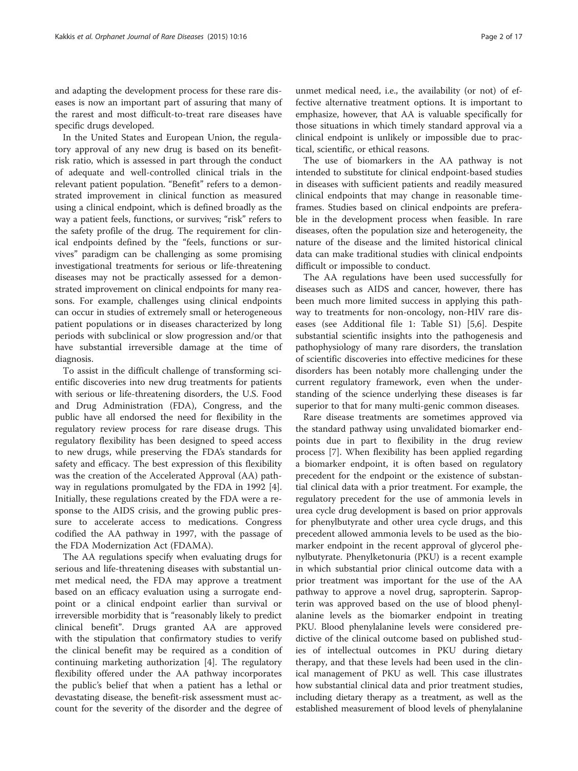and adapting the development process for these rare diseases is now an important part of assuring that many of the rarest and most difficult-to-treat rare diseases have specific drugs developed.

In the United States and European Union, the regulatory approval of any new drug is based on its benefit-risk ratio, which is assessed in part through the conduct of adequate and well-controlled clinical trials in the relevant patient population. "Benefit" refers to a demonstrated improvement in clinical function as measured using a clinical endpoint, which is defined broadly as the way a patient feels, functions, or survives; "risk" refers to the safety profile of the drug. The requirement for clinical endpoints defined by the "feels, functions or survives" paradigm can be challenging as some promising investigational treatments for serious or life-threatening diseases may not be practically assessed for a demonstrated improvement on clinical endpoints for many reasons. For example, challenges using clinical endpoints can occur in studies of extremely small or heterogeneous patient populations or in diseases characterized by long periods with subclinical or slow progression and/or that have substantial irreversible damage at the time of diagnosis.

To assist in the difficult challenge of transforming scientific discoveries into new drug treatments for patients with serious or life-threatening disorders, the U.S. Food and Drug Administration (FDA), Congress, and the public have all endorsed the need for flexibility in the regulatory review process for rare disease drugs. This regulatory flexibility has been designed to speed access to new drugs, while preserving the FDA's standards for safety and efficacy. The best expression of this flexibility was the creation of the Accelerated Approval (AA) pathway in regulations promulgated by the FDA in 1992 [4]. Initially, these regulations created by the FDA were a response to the AIDS crisis, and the growing public pressure to accelerate access to medications. Congress codified the AA pathway in 1997, with the passage of the FDA Modernization Act (FDAMA).

The AA regulations specify when evaluating drugs for serious and life-threatening diseases with substantial unmet medical need, the FDA may approve a treatment based on an efficacy evaluation using a surrogate endpoint or a clinical endpoint earlier than survival or irreversible morbidity that is "reasonably likely to predict clinical benefit". Drugs granted AA are approved with the stipulation that confirmatory studies to verify the clinical benefit may be required as a condition of continuing marketing authorization [4]. The regulatory flexibility offered under the AA pathway incorporates the public's belief that when a patient has a lethal or devastating disease, the benefit-risk assessment must account for the severity of the disorder and the degree of unmet medical need, i.e., the availability (or not) of effective alternative treatment options. It is important to emphasize, however, that AA is valuable specifically for those situations in which timely standard approval via a clinical endpoint is unlikely or impossible due to practical, scientific, or ethical reasons.

The use of biomarkers in the AA pathway is not intended to substitute for clinical endpoint-based studies in diseases with sufficient patients and readily measured clinical endpoints that may change in reasonable timeframes. Studies based on clinical endpoints are preferable in the development process when feasible. In rare diseases, often the population size and heterogeneity, the nature of the disease and the limited historical clinical data can make traditional studies with clinical endpoints difficult or impossible to conduct.

The AA regulations have been used successfully for diseases such as AIDS and cancer, however, there has been much more limited success in applying this pathway to treatments for non-oncology, non-HIV rare diseases (see Additional file 1: Table S1) [5,6]. Despite substantial scientific insights into the pathogenesis and pathophysiology of many rare disorders, the translation of scientific discoveries into effective medicines for these disorders has been notably more challenging under the current regulatory framework, even when the understanding of the science underlying these diseases is far superior to that for many multi-genic common diseases.

Rare disease treatments are sometimes approved via the standard pathway using unvalidated biomarker endpoints due in part to flexibility in the drug review process [7]. When flexibility has been applied regarding a biomarker endpoint, it is often based on regulatory precedent for the endpoint or the existence of substantial clinical data with a prior treatment. For example, the regulatory precedent for the use of ammonia levels in urea cycle drug development is based on prior approvals for phenylbutyrate and other urea cycle drugs, and this precedent allowed ammonia levels to be used as the biomarker endpoint in the recent approval of glycerol phenylbutyrate. Phenylketonuria (PKU) is a recent example in which substantial prior clinical outcome data with a prior treatment was important for the use of the AA pathway to approve a novel drug, sapropterin. Sapropterin was approved based on the use of blood phenylalanine levels as the biomarker endpoint in treating PKU. Blood phenylalanine levels were considered predictive of the clinical outcome based on published studies of intellectual outcomes in PKU during dietary therapy, and that these levels had been used in the clinical management of PKU as well. This case illustrates how substantial clinical data and prior treatment studies, including dietary therapy as a treatment, as well as the established measurement of blood levels of phenylalanine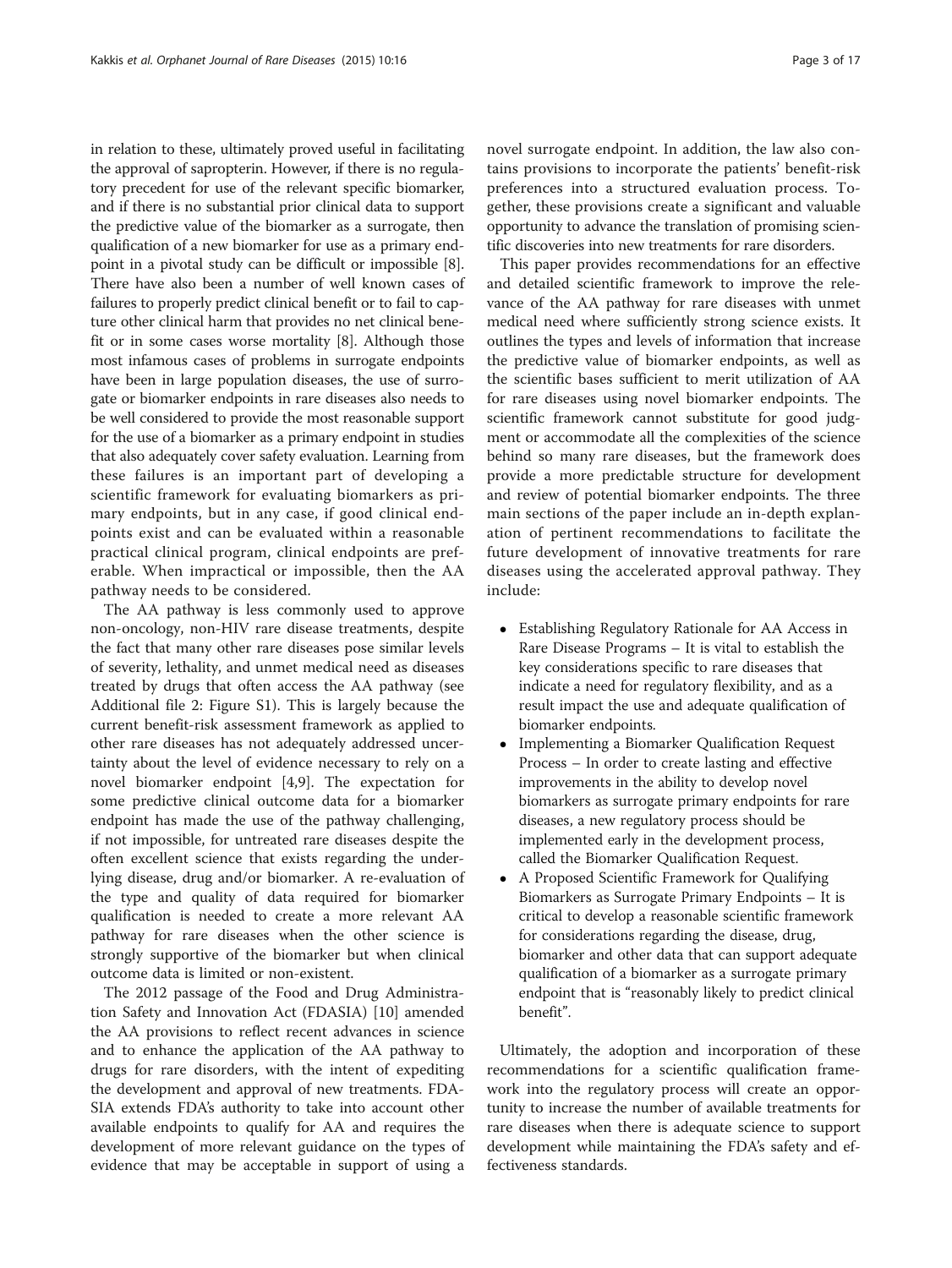in relation to these, ultimately proved useful in facilitating the approval of sapropterin. However, if there is no regulatory precedent for use of the relevant specific biomarker, and if there is no substantial prior clinical data to support the predictive value of the biomarker as a surrogate, then qualification of a new biomarker for use as a primary endpoint in a pivotal study can be difficult or impossible [8]. There have also been a number of well known cases of failures to properly predict clinical benefit or to fail to capture other clinical harm that provides no net clinical benefit or in some cases worse mortality [8]. Although those most infamous cases of problems in surrogate endpoints have been in large population diseases, the use of surrogate or biomarker endpoints in rare diseases also needs to be well considered to provide the most reasonable support for the use of a biomarker as a primary endpoint in studies that also adequately cover safety evaluation. Learning from these failures is an important part of developing a scientific framework for evaluating biomarkers as primary endpoints, but in any case, if good clinical endpoints exist and can be evaluated within a reasonable practical clinical program, clinical endpoints are preferable. When impractical or impossible, then the AA pathway needs to be considered.

The AA pathway is less commonly used to approve non-oncology, non-HIV rare disease treatments, despite the fact that many other rare diseases pose similar levels of severity, lethality, and unmet medical need as diseases treated by drugs that often access the AA pathway (see Additional file 2: Figure S1). This is largely because the current benefit-risk assessment framework as applied to other rare diseases has not adequately addressed uncertainty about the level of evidence necessary to rely on a novel biomarker endpoint [4,9]. The expectation for some predictive clinical outcome data for a biomarker endpoint has made the use of the pathway challenging, if not impossible, for untreated rare diseases despite the often excellent science that exists regarding the underlying disease, drug and/or biomarker. A re-evaluation of the type and quality of data required for biomarker qualification is needed to create a more relevant AA pathway for rare diseases when the other science is strongly supportive of the biomarker but when clinical outcome data is limited or non-existent.

The 2012 passage of the Food and Drug Administration Safety and Innovation Act (FDASIA) [10] amended the AA provisions to reflect recent advances in science and to enhance the application of the AA pathway to drugs for rare disorders, with the intent of expediting the development and approval of new treatments. FDASIA extends FDA's authority to take into account other available endpoints to qualify for AA and requires the development of more relevant guidance on the types of evidence that may be acceptable in support of using a novel surrogate endpoint. In addition, the law also contains provisions to incorporate the patients' benefit-risk preferences into a structured evaluation process. Together, these provisions create a significant and valuable opportunity to advance the translation of promising scientific discoveries into new treatments for rare disorders.

This paper provides recommendations for an effective and detailed scientific framework to improve the relevance of the AA pathway for rare diseases with unmet medical need where sufficiently strong science exists. It outlines the types and levels of information that increase the predictive value of biomarker endpoints, as well as the scientific bases sufficient to merit utilization of AA for rare diseases using novel biomarker endpoints. The scientific framework cannot substitute for good judgment or accommodate all the complexities of the science behind so many rare diseases, but the framework does provide a more predictable structure for development and review of potential biomarker endpoints. The three main sections of the paper include an in-depth explanation of pertinent recommendations to facilitate the future development of innovative treatments for rare diseases using the accelerated approval pathway. They include:

- Establishing Regulatory Rationale for AA Access in Rare Disease Programs – It is vital to establish the key considerations specific to rare diseases that indicate a need for regulatory flexibility, and as a result impact the use and adequate qualification of biomarker endpoints.
- Implementing a Biomarker Qualification Request Process – In order to create lasting and effective improvements in the ability to develop novel biomarkers as surrogate primary endpoints for rare diseases, a new regulatory process should be implemented early in the development process, called the Biomarker Qualification Request.
- A Proposed Scientific Framework for Qualifying Biomarkers as Surrogate Primary Endpoints – It is critical to develop a reasonable scientific framework for considerations regarding the disease, drug, biomarker and other data that can support adequate qualification of a biomarker as a surrogate primary endpoint that is "reasonably likely to predict clinical benefit".

Ultimately, the adoption and incorporation of these recommendations for a scientific qualification framework into the regulatory process will create an opportunity to increase the number of available treatments for rare diseases when there is adequate science to support development while maintaining the FDA's safety and effectiveness standards.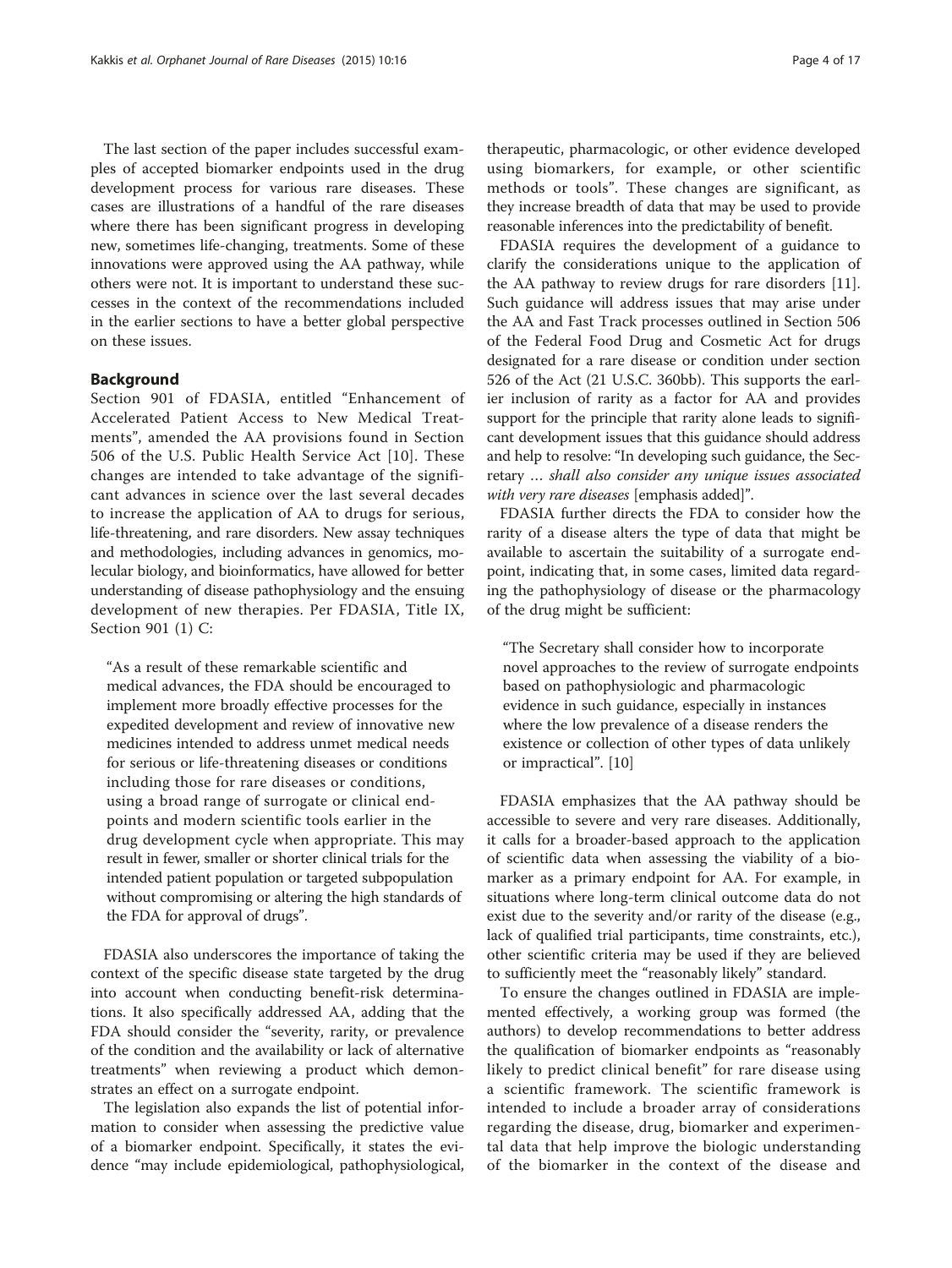The last section of the paper includes successful examples of accepted biomarker endpoints used in the drug development process for various rare diseases. These cases are illustrations of a handful of the rare diseases where there has been significant progress in developing new, sometimes life-changing, treatments. Some of these innovations were approved using the AA pathway, while others were not. It is important to understand these successes in the context of the recommendations included in the earlier sections to have a better global perspective on these issues.

## Background

Section 901 of FDASIA, entitled "Enhancement of Accelerated Patient Access to New Medical Treatments", amended the AA provisions found in Section 506 of the U.S. Public Health Service Act [10]. These changes are intended to take advantage of the significant advances in science over the last several decades to increase the application of AA to drugs for serious, life-threatening, and rare disorders. New assay techniques and methodologies, including advances in genomics, molecular biology, and bioinformatics, have allowed for better understanding of disease pathophysiology and the ensuing development of new therapies. Per FDASIA, Title IX, Section 901 (1) C:

> "As a result of these remarkable scientific and medical advances, the FDA should be encouraged to implement more broadly effective processes for the expedited development and review of innovative new medicines intended to address unmet medical needs for serious or life-threatening diseases or conditions including those for rare diseases or conditions, using a broad range of surrogate or clinical endpoints and modern scientific tools earlier in the drug development cycle when appropriate. This may result in fewer, smaller or shorter clinical trials for the intended patient population or targeted subpopulation without compromising or altering the high standards of the FDA for approval of drugs".

FDASIA also underscores the importance of taking the context of the specific disease state targeted by the drug into account when conducting benefit-risk determinations. It also specifically addressed AA, adding that the FDA should consider the "severity, rarity, or prevalence of the condition and the availability or lack of alternative treatments" when reviewing a product which demonstrates an effect on a surrogate endpoint.

The legislation also expands the list of potential information to consider when assessing the predictive value of a biomarker endpoint. Specifically, it states the evidence "may include epidemiological, pathophysiological, therapeutic, pharmacologic, or other evidence developed using biomarkers, for example, or other scientific methods or tools". These changes are significant, as they increase breadth of data that may be used to provide reasonable inferences into the predictability of benefit.

FDASIA requires the development of a guidance to clarify the considerations unique to the application of the AA pathway to review drugs for rare disorders [11]. Such guidance will address issues that may arise under the AA and Fast Track processes outlined in Section 506 of the Federal Food Drug and Cosmetic Act for drugs designated for a rare disease or condition under section 526 of the Act (21 U.S.C. 360bb). This supports the earlier inclusion of rarity as a factor for AA and provides support for the principle that rarity alone leads to significant development issues that this guidance should address and help to resolve: "In developing such guidance, the Secretary … *shall also consider any unique issues associated with very rare diseases* [emphasis added]".

FDASIA further directs the FDA to consider how the rarity of a disease alters the type of data that might be available to ascertain the suitability of a surrogate endpoint, indicating that, in some cases, limited data regarding the pathophysiology of disease or the pharmacology of the drug might be sufficient:

> "The Secretary shall consider how to incorporate novel approaches to the review of surrogate endpoints based on pathophysiologic and pharmacologic evidence in such guidance, especially in instances where the low prevalence of a disease renders the existence or collection of other types of data unlikely or impractical". [10]

FDASIA emphasizes that the AA pathway should be accessible to severe and very rare diseases. Additionally, it calls for a broader-based approach to the application of scientific data when assessing the viability of a biomarker as a primary endpoint for AA. For example, in situations where long-term clinical outcome data do not exist due to the severity and/or rarity of the disease (e.g., lack of qualified trial participants, time constraints, etc.), other scientific criteria may be used if they are believed to sufficiently meet the "reasonably likely" standard.

To ensure the changes outlined in FDASIA are implemented effectively, a working group was formed (the authors) to develop recommendations to better address the qualification of biomarker endpoints as "reasonably likely to predict clinical benefit" for rare disease using a scientific framework. The scientific framework is intended to include a broader array of considerations regarding the disease, drug, biomarker and experimental data that help improve the biologic understanding of the biomarker in the context of the disease and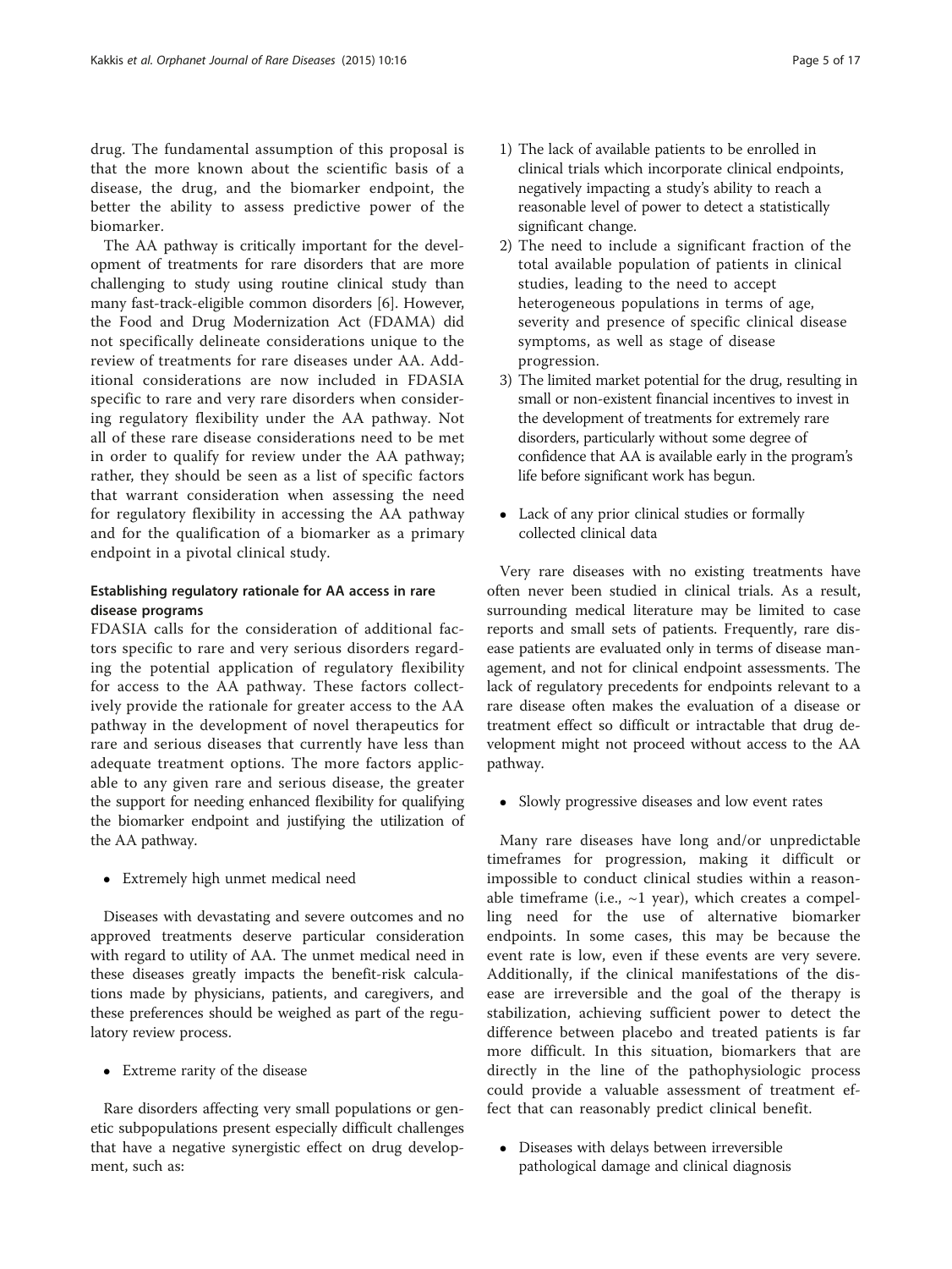drug. The fundamental assumption of this proposal is that the more known about the scientific basis of a disease, the drug, and the biomarker endpoint, the better the ability to assess predictive power of the biomarker.

The AA pathway is critically important for the development of treatments for rare disorders that are more challenging to study using routine clinical study than many fast-track-eligible common disorders [6]. However, the Food and Drug Modernization Act (FDAMA) did not specifically delineate considerations unique to the review of treatments for rare diseases under AA. Additional considerations are now included in FDASIA specific to rare and very rare disorders when considering regulatory flexibility under the AA pathway. Not all of these rare disease considerations need to be met in order to qualify for review under the AA pathway; rather, they should be seen as a list of specific factors that warrant consideration when assessing the need for regulatory flexibility in accessing the AA pathway and for the qualification of a biomarker as a primary endpoint in a pivotal clinical study.

### Establishing regulatory rationale for AA access in rare disease programs

FDASIA calls for the consideration of additional factors specific to rare and very serious disorders regarding the potential application of regulatory flexibility for access to the AA pathway. These factors collectively provide the rationale for greater access to the AA pathway in the development of novel therapeutics for rare and serious diseases that currently have less than adequate treatment options. The more factors applicable to any given rare and serious disease, the greater the support for needing enhanced flexibility for qualifying the biomarker endpoint and justifying the utilization of the AA pathway.

- Extremely high unmet medical need

Diseases with devastating and severe outcomes and no approved treatments deserve particular consideration with regard to utility of AA. The unmet medical need in these diseases greatly impacts the benefit-risk calculations made by physicians, patients, and caregivers, and these preferences should be weighed as part of the regulatory review process.

- Extreme rarity of the disease

Rare disorders affecting very small populations or genetic subpopulations present especially difficult challenges that have a negative synergistic effect on drug development, such as:

1) The lack of available patients to be enrolled in clinical trials which incorporate clinical endpoints, negatively impacting a study's ability to reach a reasonable level of power to detect a statistically significant change.
2) The need to include a significant fraction of the total available population of patients in clinical studies, leading to the need to accept heterogeneous populations in terms of age, severity and presence of specific clinical disease symptoms, as well as stage of disease progression.
3) The limited market potential for the drug, resulting in small or non-existent financial incentives to invest in the development of treatments for extremely rare disorders, particularly without some degree of confidence that AA is available early in the program's life before significant work has begun.

- Lack of any prior clinical studies or formally collected clinical data

Very rare diseases with no existing treatments have often never been studied in clinical trials. As a result, surrounding medical literature may be limited to case reports and small sets of patients. Frequently, rare disease patients are evaluated only in terms of disease management, and not for clinical endpoint assessments. The lack of regulatory precedents for endpoints relevant to a rare disease often makes the evaluation of a disease or treatment effect so difficult or intractable that drug development might not proceed without access to the AA pathway.

- Slowly progressive diseases and low event rates

Many rare diseases have long and/or unpredictable timeframes for progression, making it difficult or impossible to conduct clinical studies within a reasonable timeframe (i.e., ~1 year), which creates a compelling need for the use of alternative biomarker endpoints. In some cases, this may be because the event rate is low, even if these events are very severe. Additionally, if the clinical manifestations of the disease are irreversible and the goal of the therapy is stabilization, achieving sufficient power to detect the difference between placebo and treated patients is far more difficult. In this situation, biomarkers that are directly in the line of the pathophysiologic process could provide a valuable assessment of treatment effect that can reasonably predict clinical benefit.

- Diseases with delays between irreversible pathological damage and clinical diagnosis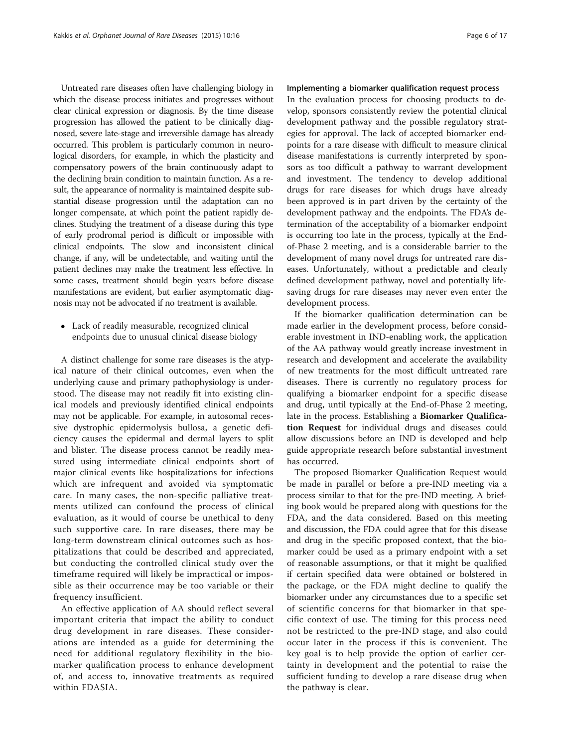Untreated rare diseases often have challenging biology in which the disease process initiates and progresses without clear clinical expression or diagnosis. By the time disease progression has allowed the patient to be clinically diagnosed, severe late-stage and irreversible damage has already occurred. This problem is particularly common in neurological disorders, for example, in which the plasticity and compensatory powers of the brain continuously adapt to the declining brain condition to maintain function. As a result, the appearance of normality is maintained despite substantial disease progression until the adaptation can no longer compensate, at which point the patient rapidly declines. Studying the treatment of a disease during this type of early prodromal period is difficult or impossible with clinical endpoints. The slow and inconsistent clinical change, if any, will be undetectable, and waiting until the patient declines may make the treatment less effective. In some cases, treatment should begin years before disease manifestations are evident, but earlier asymptomatic diagnosis may not be advocated if no treatment is available.

- Lack of readily measurable, recognized clinical endpoints due to unusual clinical disease biology

A distinct challenge for some rare diseases is the atypical nature of their clinical outcomes, even when the underlying cause and primary pathophysiology is understood. The disease may not readily fit into existing clinical models and previously identified clinical endpoints may not be applicable. For example, in autosomal recessive dystrophic epidermolysis bullosa, a genetic deficiency causes the epidermal and dermal layers to split and blister. The disease process cannot be readily measured using intermediate clinical endpoints short of major clinical events like hospitalizations for infections which are infrequent and avoided via symptomatic care. In many cases, the non-specific palliative treatments utilized can confound the process of clinical evaluation, as it would of course be unethical to deny such supportive care. In rare diseases, there may be long-term downstream clinical outcomes such as hospitalizations that could be described and appreciated, but conducting the controlled clinical study over the timeframe required will likely be impractical or impossible as their occurrence may be too variable or their frequency insufficient.

An effective application of AA should reflect several important criteria that impact the ability to conduct drug development in rare diseases. These considerations are intended as a guide for determining the need for additional regulatory flexibility in the biomarker qualification process to enhance development of, and access to, innovative treatments as required within FDASIA.

#### Implementing a biomarker qualification request process

In the evaluation process for choosing products to develop, sponsors consistently review the potential clinical development pathway and the possible regulatory strategies for approval. The lack of accepted biomarker endpoints for a rare disease with difficult to measure clinical disease manifestations is currently interpreted by sponsors as too difficult a pathway to warrant development and investment. The tendency to develop additional drugs for rare diseases for which drugs have already been approved is in part driven by the certainty of the development pathway and the endpoints. The FDA's determination of the acceptability of a biomarker endpoint is occurring too late in the process, typically at the End-of-Phase 2 meeting, and is a considerable barrier to the development of many novel drugs for untreated rare diseases. Unfortunately, without a predictable and clearly defined development pathway, novel and potentially life-saving drugs for rare diseases may never even enter the development process.

If the biomarker qualification determination can be made earlier in the development process, before considerable investment in IND-enabling work, the application of the AA pathway would greatly increase investment in research and development and accelerate the availability of new treatments for the most difficult untreated rare diseases. There is currently no regulatory process for qualifying a biomarker endpoint for a specific disease and drug, until typically at the End-of-Phase 2 meeting, late in the process. Establishing a **Biomarker Qualification Request** for individual drugs and diseases could allow discussions before an IND is developed and help guide appropriate research before substantial investment has occurred.

The proposed Biomarker Qualification Request would be made in parallel or before a pre-IND meeting via a process similar to that for the pre-IND meeting. A briefing book would be prepared along with questions for the FDA, and the data considered. Based on this meeting and discussion, the FDA could agree that for this disease and drug in the specific proposed context, that the biomarker could be used as a primary endpoint with a set of reasonable assumptions, or that it might be qualified if certain specified data were obtained or bolstered in the package, or the FDA might decline to qualify the biomarker under any circumstances due to a specific set of scientific concerns for that biomarker in that specific context of use. The timing for this process need not be restricted to the pre-IND stage, and also could occur later in the process if this is convenient. The key goal is to help provide the option of earlier certainty in development and the potential to raise the sufficient funding to develop a rare disease drug when the pathway is clear.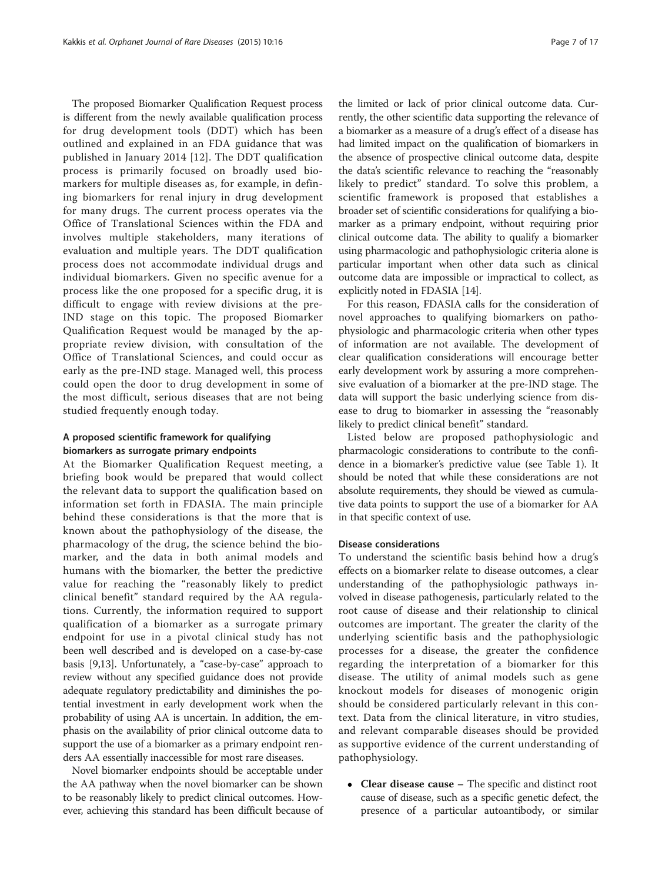The proposed Biomarker Qualification Request process is different from the newly available qualification process for drug development tools (DDT) which has been outlined and explained in an FDA guidance that was published in January 2014 [12]. The DDT qualification process is primarily focused on broadly used biomarkers for multiple diseases as, for example, in defining biomarkers for renal injury in drug development for many drugs. The current process operates via the Office of Translational Sciences within the FDA and involves multiple stakeholders, many iterations of evaluation and multiple years. The DDT qualification process does not accommodate individual drugs and individual biomarkers. Given no specific avenue for a process like the one proposed for a specific drug, it is difficult to engage with review divisions at the pre-IND stage on this topic. The proposed Biomarker Qualification Request would be managed by the appropriate review division, with consultation of the Office of Translational Sciences, and could occur as early as the pre-IND stage. Managed well, this process could open the door to drug development in some of the most difficult, serious diseases that are not being studied frequently enough today.

## A proposed scientific framework for qualifying biomarkers as surrogate primary endpoints

At the Biomarker Qualification Request meeting, a briefing book would be prepared that would collect the relevant data to support the qualification based on information set forth in FDASIA. The main principle behind these considerations is that the more that is known about the pathophysiology of the disease, the pharmacology of the drug, the science behind the biomarker, and the data in both animal models and humans with the biomarker, the better the predictive value for reaching the "reasonably likely to predict clinical benefit" standard required by the AA regulations. Currently, the information required to support qualification of a biomarker as a surrogate primary endpoint for use in a pivotal clinical study has not been well described and is developed on a case-by-case basis [9,13]. Unfortunately, a "case-by-case" approach to review without any specified guidance does not provide adequate regulatory predictability and diminishes the potential investment in early development work when the probability of using AA is uncertain. In addition, the emphasis on the availability of prior clinical outcome data to support the use of a biomarker as a primary endpoint renders AA essentially inaccessible for most rare diseases.

Novel biomarker endpoints should be acceptable under the AA pathway when the novel biomarker can be shown to be reasonably likely to predict clinical outcomes. However, achieving this standard has been difficult because of the limited or lack of prior clinical outcome data. Currently, the other scientific data supporting the relevance of a biomarker as a measure of a drug's effect of a disease has had limited impact on the qualification of biomarkers in the absence of prospective clinical outcome data, despite the data's scientific relevance to reaching the "reasonably likely to predict" standard. To solve this problem, a scientific framework is proposed that establishes a broader set of scientific considerations for qualifying a biomarker as a primary endpoint, without requiring prior clinical outcome data. The ability to qualify a biomarker using pharmacologic and pathophysiologic criteria alone is particular important when other data such as clinical outcome data are impossible or impractical to collect, as explicitly noted in FDASIA [14].

For this reason, FDASIA calls for the consideration of novel approaches to qualifying biomarkers on pathophysiologic and pharmacologic criteria when other types of information are not available. The development of clear qualification considerations will encourage better early development work by assuring a more comprehensive evaluation of a biomarker at the pre-IND stage. The data will support the basic underlying science from disease to drug to biomarker in assessing the "reasonably likely to predict clinical benefit" standard.

Listed below are proposed pathophysiologic and pharmacologic considerations to contribute to the confidence in a biomarker's predictive value (see Table 1). It should be noted that while these considerations are not absolute requirements, they should be viewed as cumulative data points to support the use of a biomarker for AA in that specific context of use.

### Disease considerations

To understand the scientific basis behind how a drug's effects on a biomarker relate to disease outcomes, a clear understanding of the pathophysiologic pathways involved in disease pathogenesis, particularly related to the root cause of disease and their relationship to clinical outcomes are important. The greater the clarity of the underlying scientific basis and the pathophysiologic processes for a disease, the greater the confidence regarding the interpretation of a biomarker for this disease. The utility of animal models such as gene knockout models for diseases of monogenic origin should be considered particularly relevant in this context. Data from the clinical literature, in vitro studies, and relevant comparable diseases should be provided as supportive evidence of the current understanding of pathophysiology.

- **Clear disease cause** – The specific and distinct root cause of disease, such as a specific genetic defect, the presence of a particular autoantibody, or similar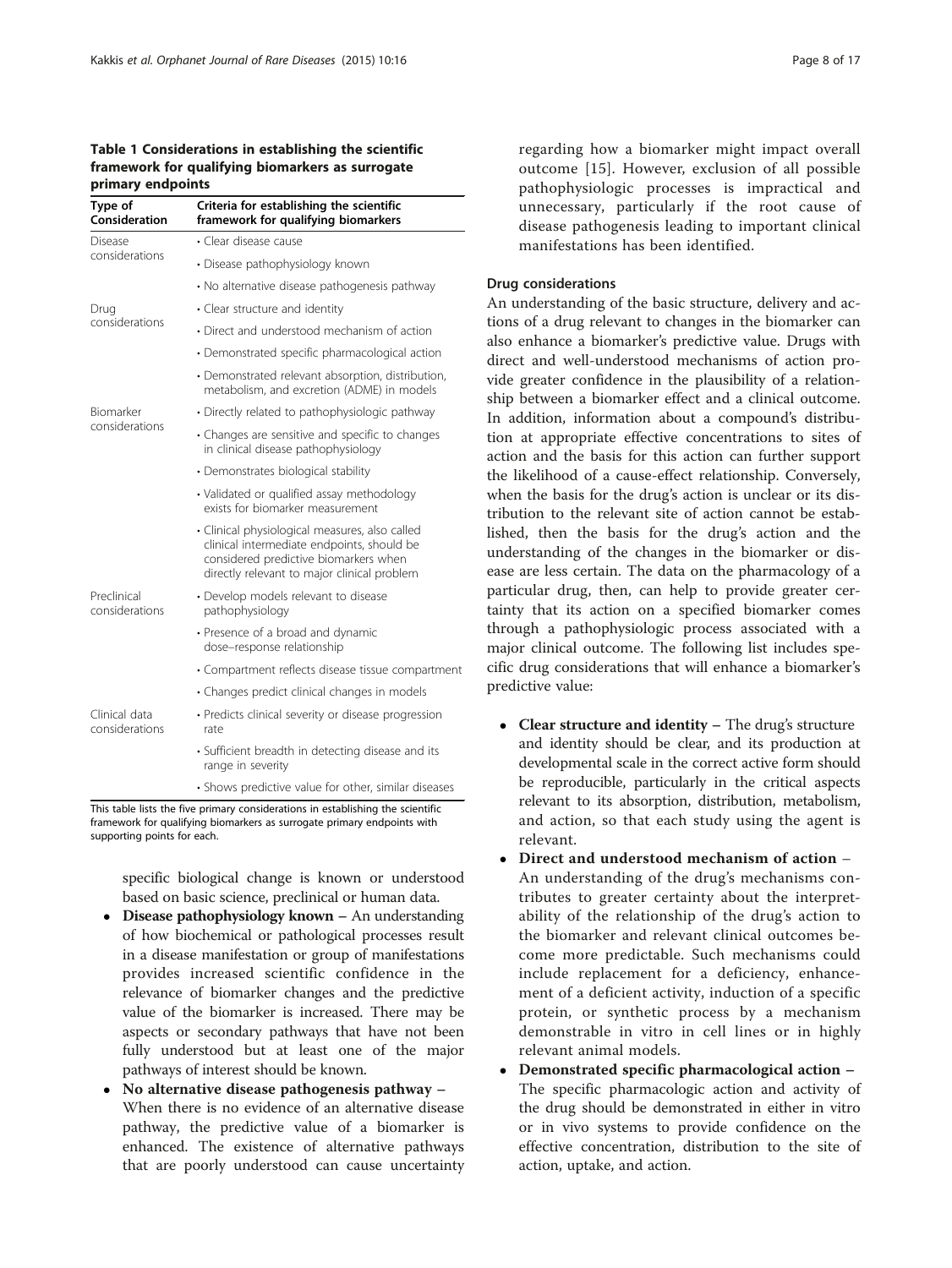**Table 1 Considerations in establishing the scientific framework for qualifying biomarkers as surrogate primary endpoints**

| Type of Consideration | Criteria for establishing the scientific framework for qualifying biomarkers |
|---|---|
| Disease considerations | • Clear disease cause |
| | • Disease pathophysiology known |
| | • No alternative disease pathogenesis pathway |
| Drug considerations | • Clear structure and identity |
| | • Direct and understood mechanism of action |
| | • Demonstrated specific pharmacological action |
| | • Demonstrated relevant absorption, distribution, metabolism, and excretion (ADME) in models |
| Biomarker considerations | • Directly related to pathophysiologic pathway |
| | • Changes are sensitive and specific to changes in clinical disease pathophysiology |
| | • Demonstrates biological stability |
| | • Validated or qualified assay methodology exists for biomarker measurement |
| | • Clinical physiological measures, also called clinical intermediate endpoints, should be considered predictive biomarkers when directly relevant to major clinical problem |
| Preclinical considerations | • Develop models relevant to disease pathophysiology |
| | • Presence of a broad and dynamic dose–response relationship |
| | • Compartment reflects disease tissue compartment |
| | • Changes predict clinical changes in models |
| Clinical data considerations | • Predicts clinical severity or disease progression rate |
| | • Sufficient breadth in detecting disease and its range in severity |
| | • Shows predictive value for other, similar diseases |

This table lists the five primary considerations in establishing the scientific framework for qualifying biomarkers as surrogate primary endpoints with supporting points for each.

specific biological change is known or understood based on basic science, preclinical or human data.

- **Disease pathophysiology known** – An understanding of how biochemical or pathological processes result in a disease manifestation or group of manifestations provides increased scientific confidence in the relevance of biomarker changes and the predictive value of the biomarker is increased. There may be aspects or secondary pathways that have not been fully understood but at least one of the major pathways of interest should be known.
- **No alternative disease pathogenesis pathway** – When there is no evidence of an alternative disease pathway, the predictive value of a biomarker is enhanced. The existence of alternative pathways that are poorly understood can cause uncertainty regarding how a biomarker might impact overall outcome [15]. However, exclusion of all possible pathophysiologic processes is impractical and unnecessary, particularly if the root cause of disease pathogenesis leading to important clinical manifestations has been identified.

#### Drug considerations

An understanding of the basic structure, delivery and actions of a drug relevant to changes in the biomarker can also enhance a biomarker's predictive value. Drugs with direct and well-understood mechanisms of action provide greater confidence in the plausibility of a relationship between a biomarker effect and a clinical outcome. In addition, information about a compound's distribution at appropriate effective concentrations to sites of action and the basis for this action can further support the likelihood of a cause-effect relationship. Conversely, when the basis for the drug's action is unclear or its distribution to the relevant site of action cannot be established, then the basis for the drug's action and the understanding of the changes in the biomarker or disease are less certain. The data on the pharmacology of a particular drug, then, can help to provide greater certainty that its action on a specified biomarker comes through a pathophysiologic process associated with a major clinical outcome. The following list includes specific drug considerations that will enhance a biomarker's predictive value:

- **Clear structure and identity** – The drug's structure and identity should be clear, and its production at developmental scale in the correct active form should be reproducible, particularly in the critical aspects relevant to its absorption, distribution, metabolism, and action, so that each study using the agent is relevant.
- **Direct and understood mechanism of action** – An understanding of the drug's mechanisms contributes to greater certainty about the interpretability of the relationship of the drug's action to the biomarker and relevant clinical outcomes become more predictable. Such mechanisms could include replacement for a deficiency, enhancement of a deficient activity, induction of a specific protein, or synthetic process by a mechanism demonstrable in vitro in cell lines or in highly relevant animal models.
- **Demonstrated specific pharmacological action** – The specific pharmacologic action and activity of the drug should be demonstrated in either in vitro or in vivo systems to provide confidence on the effective concentration, distribution to the site of action, uptake, and action.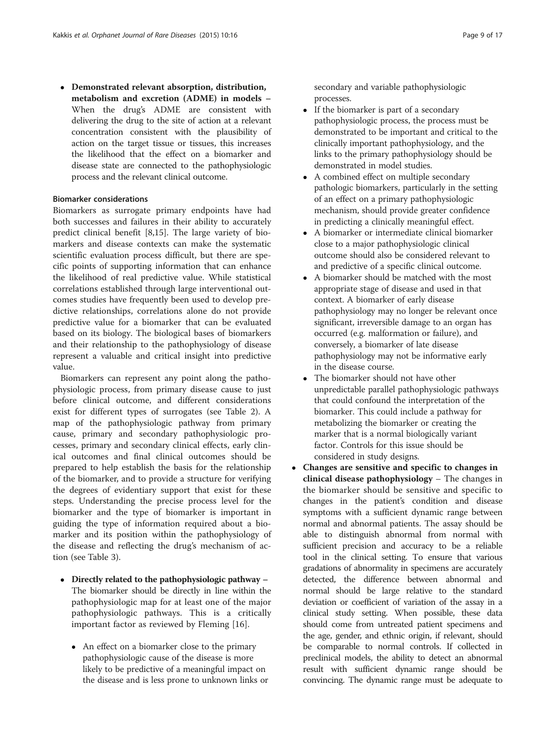- **Demonstrated relevant absorption, distribution, metabolism and excretion (ADME) in models** – When the drug's ADME are consistent with delivering the drug to the site of action at a relevant concentration consistent with the plausibility of action on the target tissue or tissues, this increases the likelihood that the effect on a biomarker and disease state are connected to the pathophysiologic process and the relevant clinical outcome.

#### Biomarker considerations

Biomarkers as surrogate primary endpoints have had both successes and failures in their ability to accurately predict clinical benefit [8,15]. The large variety of biomarkers and disease contexts can make the systematic scientific evaluation process difficult, but there are specific points of supporting information that can enhance the likelihood of real predictive value. While statistical correlations established through large interventional outcomes studies have frequently been used to develop predictive relationships, correlations alone do not provide predictive value for a biomarker that can be evaluated based on its biology. The biological bases of biomarkers and their relationship to the pathophysiology of disease represent a valuable and critical insight into predictive value.

Biomarkers can represent any point along the pathophysiologic process, from primary disease cause to just before clinical outcome, and different considerations exist for different types of surrogates (see Table 2). A map of the pathophysiologic pathway from primary cause, primary and secondary pathophysiologic processes, primary and secondary clinical effects, early clinical outcomes and final clinical outcomes should be prepared to help establish the basis for the relationship of the biomarker, and to provide a structure for verifying the degrees of evidentiary support that exist for these steps. Understanding the precise process level for the biomarker and the type of biomarker is important in guiding the type of information required about a biomarker and its position within the pathophysiology of the disease and reflecting the drug's mechanism of action (see Table 3).

- **Directly related to the pathophysiologic pathway** – The biomarker should be directly in line within the pathophysiologic map for at least one of the major pathophysiologic pathways. This is a critically important factor as reviewed by Fleming [16].
  - An effect on a biomarker close to the primary pathophysiologic cause of the disease is more likely to be predictive of a meaningful impact on the disease and is less prone to unknown links or secondary and variable pathophysiologic processes.
  - If the biomarker is part of a secondary pathophysiologic process, the process must be demonstrated to be important and critical to the clinically important pathophysiology, and the links to the primary pathophysiology should be demonstrated in model studies.
  - A combined effect on multiple secondary pathologic biomarkers, particularly in the setting of an effect on a primary pathophysiologic mechanism, should provide greater confidence in predicting a clinically meaningful effect.
  - A biomarker or intermediate clinical biomarker close to a major pathophysiologic clinical outcome should also be considered relevant to and predictive of a specific clinical outcome.
  - A biomarker should be matched with the most appropriate stage of disease and used in that context. A biomarker of early disease pathophysiology may no longer be relevant once significant, irreversible damage to an organ has occurred (e.g. malformation or failure), and conversely, a biomarker of late disease pathophysiology may not be informative early in the disease course.
  - The biomarker should not have other unpredictable parallel pathophysiologic pathways that could confound the interpretation of the biomarker. This could include a pathway for metabolizing the biomarker or creating the marker that is a normal biologically variant factor. Controls for this issue should be considered in study designs.
- **Changes are sensitive and specific to changes in clinical disease pathophysiology** – The changes in the biomarker should be sensitive and specific to changes in the patient's condition and disease symptoms with a sufficient dynamic range between normal and abnormal patients. The assay should be able to distinguish abnormal from normal with sufficient precision and accuracy to be a reliable tool in the clinical setting. To ensure that various gradations of abnormality in specimens are accurately detected, the difference between abnormal and normal should be large relative to the standard deviation or coefficient of variation of the assay in a clinical study setting. When possible, these data should come from untreated patient specimens and the age, gender, and ethnic origin, if relevant, should be comparable to normal controls. If collected in preclinical models, the ability to detect an abnormal result with sufficient dynamic range should be convincing. The dynamic range must be adequate to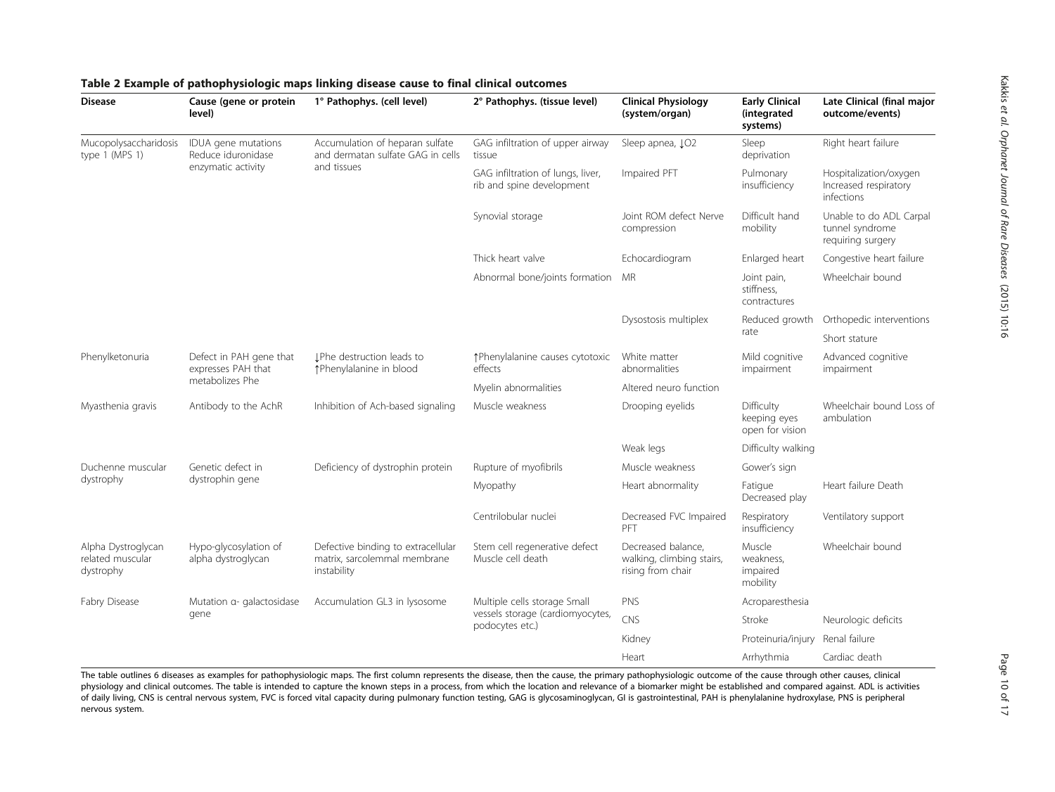**Table 2 Example of pathophysiologic maps linking disease cause to final clinical outcomes**

| Disease | Cause (gene or protein level) | 1° Pathophys. (cell level) | 2° Pathophys. (tissue level) | Clinical Physiology (system/organ) | Early Clinical (integrated systems) | Late Clinical (final major outcome/events) |
|---|---|---|---|---|---|---|
| Mucopolysaccharidosis type 1 (MPS 1) | IDUA gene mutations Reduce iduronidase enzymatic activity | Accumulation of heparan sulfate and dermatan sulfate GAG in cells and tissues | GAG infiltration of upper airway tissue | Sleep apnea, ↓O2 | Sleep deprivation | Right heart failure |
| | | | GAG infiltration of lungs, liver, rib and spine development | Impaired PFT | Pulmonary insufficiency | Hospitalization/oxygen Increased respiratory infections |
| | | | Synovial storage | Joint ROM defect Nerve compression | Difficult hand mobility | Unable to do ADL Carpal tunnel syndrome requiring surgery |
| | | | Thick heart valve | Echocardiogram | Enlarged heart | Congestive heart failure |
| | | | Abnormal bone/joints formation | MR | Joint pain, stiffness, contractures | Wheelchair bound |
| | | | | Dysostosis multiplex | Reduced growth rate | Orthopedic interventions |
| | | | | | | Short stature |
| Phenylketonuria | Defect in PAH gene that expresses PAH that metabolizes Phe | ↓Phe destruction leads to ↑Phenylalanine in blood | ↑Phenylalanine causes cytotoxic effects | White matter abnormalities | Mild cognitive impairment | Advanced cognitive impairment |
| | | | Myelin abnormalities | Altered neuro function | | |
| Myasthenia gravis | Antibody to the AchR | Inhibition of Ach-based signaling | Muscle weakness | Drooping eyelids | Difficulty keeping eyes open for vision | Wheelchair bound Loss of ambulation |
| | | | | Weak legs | Difficulty walking | |
| Duchenne muscular dystrophy | Genetic defect in dystrophin gene | Deficiency of dystrophin protein | Rupture of myofibrils | Muscle weakness | Gower's sign | |
| | | | Myopathy | Heart abnormality | Fatigue Decreased play | Heart failure Death |
| | | | Centrilobular nuclei | Decreased FVC Impaired PFT | Respiratory insufficiency | Ventilatory support |
| Alpha Dystroglycan related muscular dystrophy | Hypo-glycosylation of alpha dystroglycan | Defective binding to extracellular matrix, sarcolemmal membrane instability | Stem cell regenerative defect Muscle cell death | Decreased balance, walking, climbing stairs, rising from chair | Muscle weakness, impaired mobility | Wheelchair bound |
| Fabry Disease | Mutation α- galactosidase gene | Accumulation GL3 in lysosome | Multiple cells storage Small vessels storage (cardiomyocytes, podocytes etc.) | PNS | Acroparesthesia | |
| | | | | CNS | Stroke | Neurologic deficits |
| | | | | Kidney | Proteinuria/injury | Renal failure |
| | | | | Heart | Arrhythmia | Cardiac death |

The table outlines 6 diseases as examples for pathophysiologic maps. The first column represents the disease, then the cause, the primary pathophysiologic outcome of the cause through other causes, clinical physiology and clinical outcomes. The table is intended to capture the known steps in a process, from which the location and relevance of a biomarker might be established and compared against. ADL is activities of daily living, CNS is central nervous system, FVC is forced vital capacity during pulmonary function testing, GAG is glycosaminoglycan, GI is gastrointestinal, PAH is phenylalanine hydroxylase, PNS is peripheral nervous system.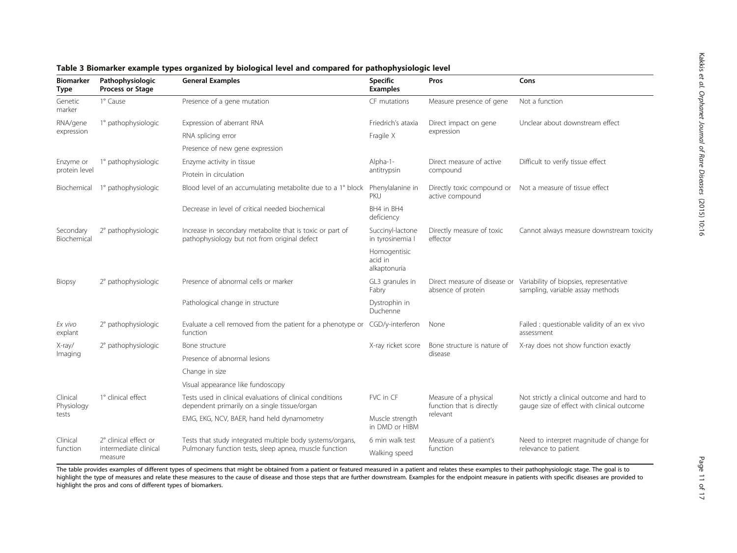**Table 3 Biomarker example types organized by biological level and compared for pathophysiologic level**

| Biomarker Type | Pathophysiologic Process or Stage | General Examples | Specific Examples | Pros | Cons |
|---|---|---|---|---|---|
| Genetic marker | 1° Cause | Presence of a gene mutation | CF mutations | Measure presence of gene | Not a function |
| RNA/gene expression | 1° pathophysiologic | Expression of aberrant RNA | Friedrich's ataxia | Direct impact on gene expression | Unclear about downstream effect |
| | | RNA splicing error | Fragile X | | |
| | | Presence of new gene expression | | | |
| Enzyme or protein level | 1° pathophysiologic | Enzyme activity in tissue | Alpha-1-antitrypsin | Direct measure of active compound | Difficult to verify tissue effect |
| | | Protein in circulation | | | |
| Biochemical | 1° pathophysiologic | Blood level of an accumulating metabolite due to a 1° block | Phenylalanine in PKU | Directly toxic compound or active compound | Not a measure of tissue effect |
| | | Decrease in level of critical needed biochemical | BH4 in BH4 deficiency | | |
| Secondary Biochemical | 2° pathophysiologic | Increase in secondary metabolite that is toxic or part of pathophysiology but not from original defect | Succinyl-lactone in tyrosinemia I | Directly measure of toxic effector | Cannot always measure downstream toxicity |
| | | | Homogentisic acid in alkaptonuria | | |
| Biopsy | 2° pathophysiologic | Presence of abnormal cells or marker | GL3 granules in Fabry | Direct measure of disease or absence of protein | Variability of biopsies, representative sampling, variable assay methods |
| | | Pathological change in structure | Dystrophin in Duchenne | | |
| *Ex vivo* explant | 2° pathophysiologic | Evaluate a cell removed from the patient for a phenotype or function | CGD/γ-interferon | None | Failed : questionable validity of an ex vivo assessment |
| X-ray/ Imaging | 2° pathophysiologic | Bone structure | X-ray ricket score | Bone structure is nature of disease | X-ray does not show function exactly |
| | | Presence of abnormal lesions | | | |
| | | Change in size | | | |
| | | Visual appearance like fundoscopy | | | |
| Clinical Physiology tests | 1° clinical effect | Tests used in clinical evaluations of clinical conditions dependent primarily on a single tissue/organ | FVC in CF | Measure of a physical function that is directly relevant | Not strictly a clinical outcome and hard to gauge size of effect with clinical outcome |
| | | EMG, EKG, NCV, BAER, hand held dynamometry | Muscle strength in DMD or HIBM | | |
| Clinical function | 2° clinical effect or intermediate clinical measure | Tests that study integrated multiple body systems/organs, Pulmonary function tests, sleep apnea, muscle function | 6 min walk test | Measure of a patient's function | Need to interpret magnitude of change for relevance to patient |
| | | | Walking speed | | |

The table provides examples of different types of specimens that might be obtained from a patient or featured measured in a patient and relates these examples to their pathophysiologic stage. The goal is to highlight the type of measures and relate these measures to the cause of disease and those steps that are further downstream. Examples for the endpoint measure in patients with specific diseases are provided to highlight the pros and cons of different types of biomarkers.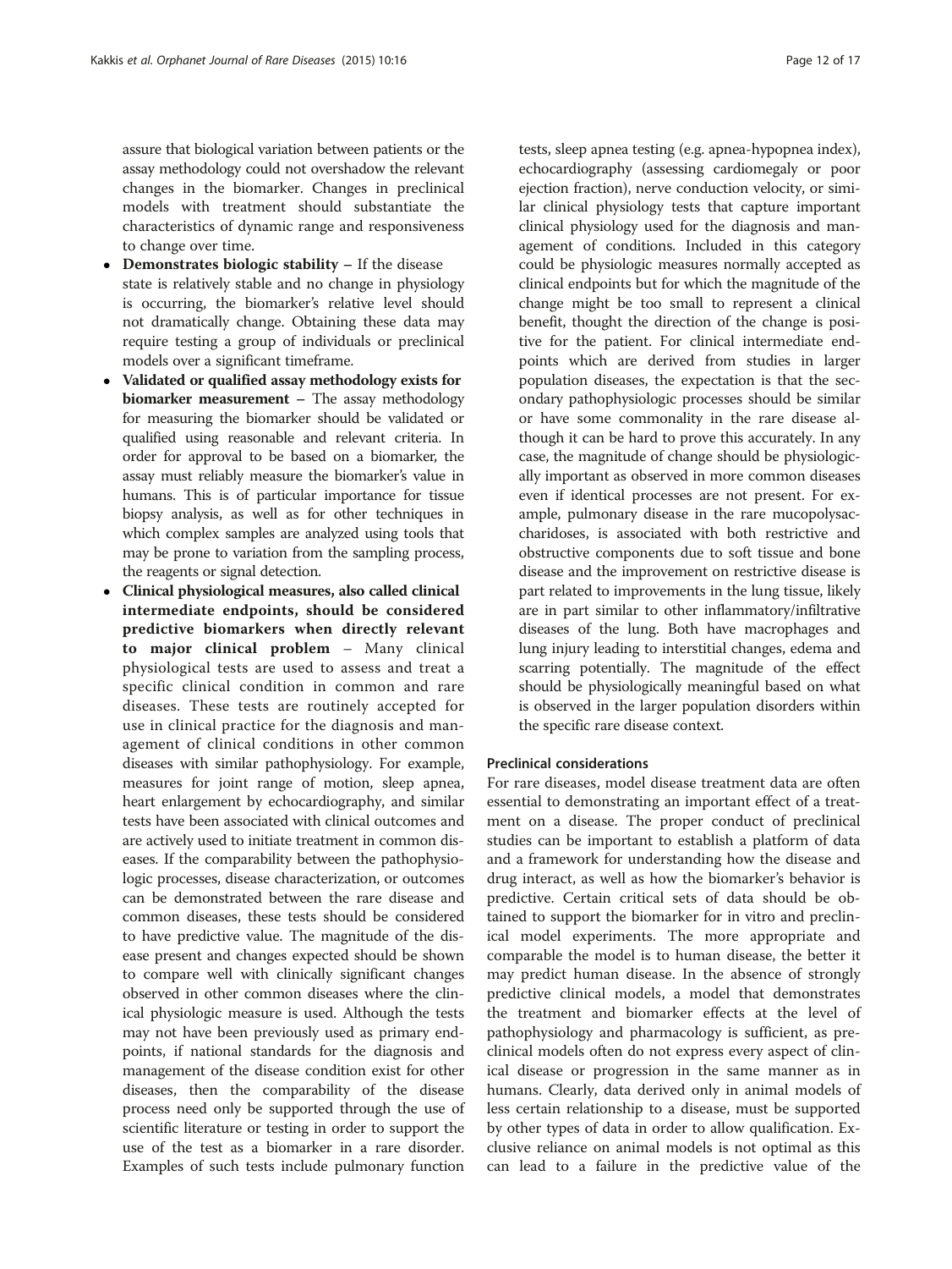assure that biological variation between patients or the assay methodology could not overshadow the relevant changes in the biomarker. Changes in preclinical models with treatment should substantiate the characteristics of dynamic range and responsiveness to change over time.

- **Demonstrates biologic stability** – If the disease state is relatively stable and no change in physiology is occurring, the biomarker's relative level should not dramatically change. Obtaining these data may require testing a group of individuals or preclinical models over a significant timeframe.
- **Validated or qualified assay methodology exists for biomarker measurement** – The assay methodology for measuring the biomarker should be validated or qualified using reasonable and relevant criteria. In order for approval to be based on a biomarker, the assay must reliably measure the biomarker's value in humans. This is of particular importance for tissue biopsy analysis, as well as for other techniques in which complex samples are analyzed using tools that may be prone to variation from the sampling process, the reagents or signal detection.
- **Clinical physiological measures, also called clinical intermediate endpoints, should be considered predictive biomarkers when directly relevant to major clinical problem** – Many clinical physiological tests are used to assess and treat a specific clinical condition in common and rare diseases. These tests are routinely accepted for use in clinical practice for the diagnosis and management of clinical conditions in other common diseases with similar pathophysiology. For example, measures for joint range of motion, sleep apnea, heart enlargement by echocardiography, and similar tests have been associated with clinical outcomes and are actively used to initiate treatment in common diseases. If the comparability between the pathophysiologic processes, disease characterization, or outcomes can be demonstrated between the rare disease and common diseases, these tests should be considered to have predictive value. The magnitude of the disease present and changes expected should be shown to compare well with clinically significant changes observed in other common diseases where the clinical physiologic measure is used. Although the tests may not have been previously used as primary endpoints, if national standards for the diagnosis and management of the disease condition exist for other diseases, then the comparability of the disease process need only be supported through the use of scientific literature or testing in order to support the use of the test as a biomarker in a rare disorder. Examples of such tests include pulmonary function tests, sleep apnea testing (e.g. apnea-hypopnea index), echocardiography (assessing cardiomegaly or poor ejection fraction), nerve conduction velocity, or similar clinical physiology tests that capture important clinical physiology used for the diagnosis and management of conditions. Included in this category could be physiologic measures normally accepted as clinical endpoints but for which the magnitude of the change might be too small to represent a clinical benefit, thought the direction of the change is positive for the patient. For clinical intermediate endpoints which are derived from studies in larger population diseases, the expectation is that the secondary pathophysiologic processes should be similar or have some commonality in the rare disease although it can be hard to prove this accurately. In any case, the magnitude of change should be physiologically important as observed in more common diseases even if identical processes are not present. For example, pulmonary disease in the rare mucopolysaccharidoses, is associated with both restrictive and obstructive components due to soft tissue and bone disease and the improvement on restrictive disease is part related to improvements in the lung tissue, likely are in part similar to other inflammatory/infiltrative diseases of the lung. Both have macrophages and lung injury leading to interstitial changes, edema and scarring potentially. The magnitude of the effect should be physiologically meaningful based on what is observed in the larger population disorders within the specific rare disease context.

#### Preclinical considerations

For rare diseases, model disease treatment data are often essential to demonstrating an important effect of a treatment on a disease. The proper conduct of preclinical studies can be important to establish a platform of data and a framework for understanding how the disease and drug interact, as well as how the biomarker's behavior is predictive. Certain critical sets of data should be obtained to support the biomarker for in vitro and preclinical model experiments. The more appropriate and comparable the model is to human disease, the better it may predict human disease. In the absence of strongly predictive clinical models, a model that demonstrates the treatment and biomarker effects at the level of pathophysiology and pharmacology is sufficient, as preclinical models often do not express every aspect of clinical disease or progression in the same manner as in humans. Clearly, data derived only in animal models of less certain relationship to a disease, must be supported by other types of data in order to allow qualification. Exclusive reliance on animal models is not optimal as this can lead to a failure in the predictive value of the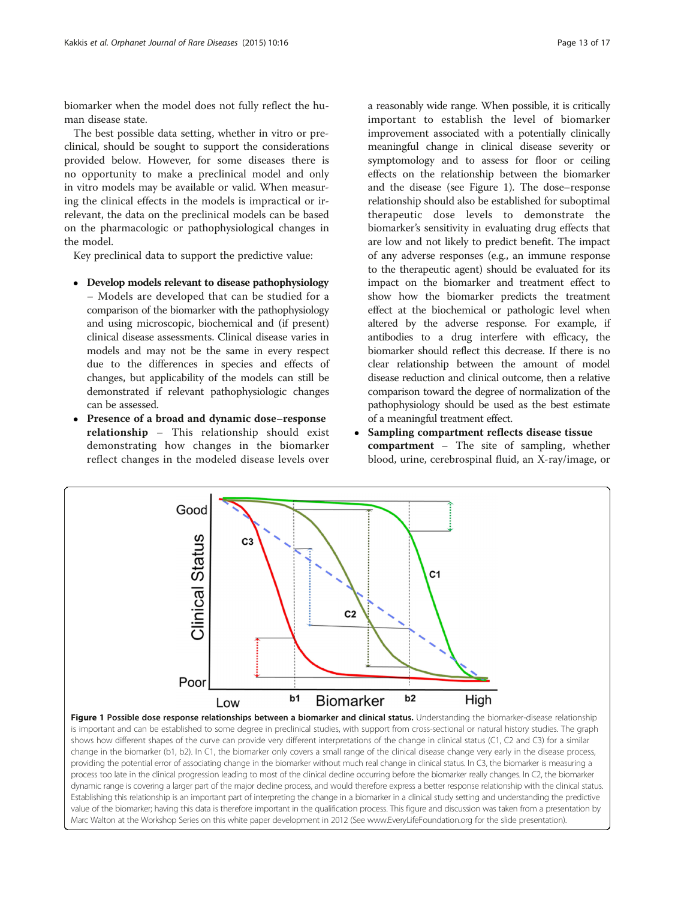biomarker when the model does not fully reflect the human disease state.

The best possible data setting, whether in vitro or preclinical, should be sought to support the considerations provided below. However, for some diseases there is no opportunity to make a preclinical model and only in vitro models may be available or valid. When measuring the clinical effects in the models is impractical or irrelevant, the data on the preclinical models can be based on the pharmacologic or pathophysiological changes in the model.

Key preclinical data to support the predictive value:

- **Develop models relevant to disease pathophysiology** – Models are developed that can be studied for a comparison of the biomarker with the pathophysiology and using microscopic, biochemical and (if present) clinical disease assessments. Clinical disease varies in models and may not be the same in every respect due to the differences in species and effects of changes, but applicability of the models can still be demonstrated if relevant pathophysiologic changes can be assessed.
- **Presence of a broad and dynamic dose–response relationship** – This relationship should exist demonstrating how changes in the biomarker reflect changes in the modeled disease levels over a reasonably wide range. When possible, it is critically important to establish the level of biomarker improvement associated with a potentially clinically meaningful change in clinical disease severity or symptomology and to assess for floor or ceiling effects on the relationship between the biomarker and the disease (see Figure 1). The dose–response relationship should also be established for suboptimal therapeutic dose levels to demonstrate the biomarker's sensitivity in evaluating drug effects that are low and not likely to predict benefit. The impact of any adverse responses (e.g., an immune response to the therapeutic agent) should be evaluated for its impact on the biomarker and treatment effect to show how the biomarker predicts the treatment effect at the biochemical or pathologic level when altered by the adverse response. For example, if antibodies to a drug interfere with efficacy, the biomarker should reflect this decrease. If there is no clear relationship between the amount of model disease reduction and clinical outcome, then a relative comparison toward the degree of normalization of the pathophysiology should be used as the best estimate of a meaningful treatment effect.
- **Sampling compartment reflects disease tissue compartment** – The site of sampling, whether blood, urine, cerebrospinal fluid, an X-ray/image, or

Good
Poor
Clinical Status
C1
C2
C3
Low
b1
Biomarker
b2
High

**Figure 1 Possible dose response relationships between a biomarker and clinical status.** Understanding the biomarker-disease relationship is important and can be established to some degree in preclinical studies, with support from cross-sectional or natural history studies. The graph shows how different shapes of the curve can provide very different interpretations of the change in clinical status (C1, C2 and C3) for a similar change in the biomarker (b1, b2). In C1, the biomarker only covers a small range of the clinical disease change very early in the disease process, providing the potential error of associating change in the biomarker without much real change in clinical status. In C3, the biomarker is measuring a process too late in the clinical progression leading to most of the clinical decline occurring before the biomarker really changes. In C2, the biomarker dynamic range is covering a larger part of the major decline process, and would therefore express a better response relationship with the clinical status. Establishing this relationship is an important part of interpreting the change in a biomarker in a clinical study setting and understanding the predictive value of the biomarker; having this data is therefore important in the qualification process. This figure and discussion was taken from a presentation by Marc Walton at the Workshop Series on this white paper development in 2012 (See www.EveryLifeFoundation.org for the slide presentation).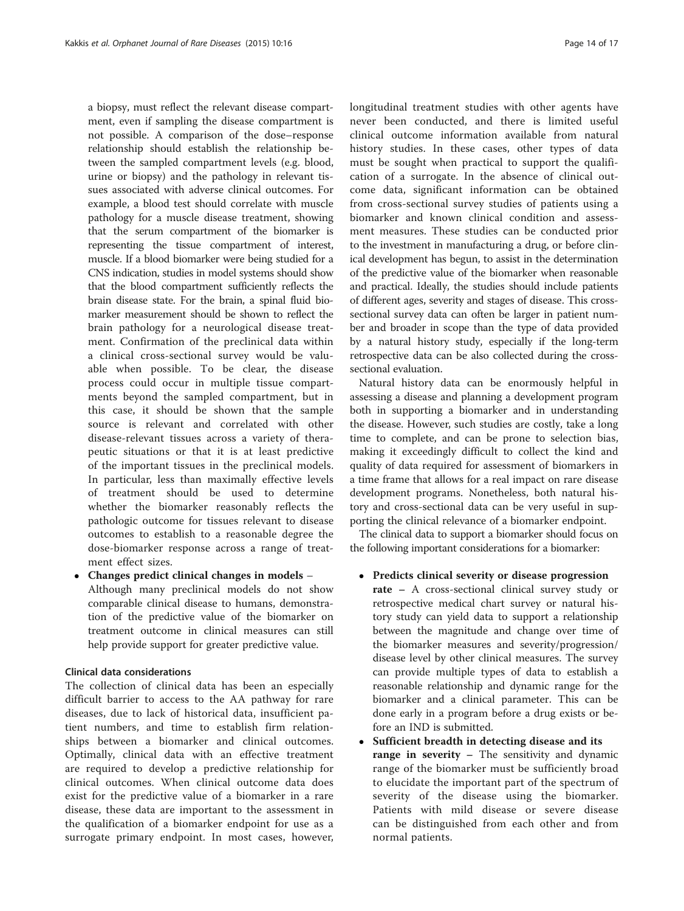a biopsy, must reflect the relevant disease compartment, even if sampling the disease compartment is not possible. A comparison of the dose–response relationship should establish the relationship between the sampled compartment levels (e.g. blood, urine or biopsy) and the pathology in relevant tissues associated with adverse clinical outcomes. For example, a blood test should correlate with muscle pathology for a muscle disease treatment, showing that the serum compartment of the biomarker is representing the tissue compartment of interest, muscle. If a blood biomarker were being studied for a CNS indication, studies in model systems should show that the blood compartment sufficiently reflects the brain disease state. For the brain, a spinal fluid biomarker measurement should be shown to reflect the brain pathology for a neurological disease treatment. Confirmation of the preclinical data within a clinical cross-sectional survey would be valuable when possible. To be clear, the disease process could occur in multiple tissue compartments beyond the sampled compartment, but in this case, it should be shown that the sample source is relevant and correlated with other disease-relevant tissues across a variety of therapeutic situations or that it is at least predictive of the important tissues in the preclinical models. In particular, less than maximally effective levels of treatment should be used to determine whether the biomarker reasonably reflects the pathologic outcome for tissues relevant to disease outcomes to establish to a reasonable degree the dose-biomarker response across a range of treatment effect sizes.

- **Changes predict clinical changes in models** – Although many preclinical models do not show comparable clinical disease to humans, demonstration of the predictive value of the biomarker on treatment outcome in clinical measures can still help provide support for greater predictive value.

### Clinical data considerations

The collection of clinical data has been an especially difficult barrier to access to the AA pathway for rare diseases, due to lack of historical data, insufficient patient numbers, and time to establish firm relationships between a biomarker and clinical outcomes. Optimally, clinical data with an effective treatment are required to develop a predictive relationship for clinical outcomes. When clinical outcome data does exist for the predictive value of a biomarker in a rare disease, these data are important to the assessment in the qualification of a biomarker endpoint for use as a surrogate primary endpoint. In most cases, however, longitudinal treatment studies with other agents have never been conducted, and there is limited useful clinical outcome information available from natural history studies. In these cases, other types of data must be sought when practical to support the qualification of a surrogate. In the absence of clinical outcome data, significant information can be obtained from cross-sectional survey studies of patients using a biomarker and known clinical condition and assessment measures. These studies can be conducted prior to the investment in manufacturing a drug, or before clinical development has begun, to assist in the determination of the predictive value of the biomarker when reasonable and practical. Ideally, the studies should include patients of different ages, severity and stages of disease. This cross-sectional survey data can often be larger in patient number and broader in scope than the type of data provided by a natural history study, especially if the long-term retrospective data can be also collected during the cross-sectional evaluation.

Natural history data can be enormously helpful in assessing a disease and planning a development program both in supporting a biomarker and in understanding the disease. However, such studies are costly, take a long time to complete, and can be prone to selection bias, making it exceedingly difficult to collect the kind and quality of data required for assessment of biomarkers in a time frame that allows for a real impact on rare disease development programs. Nonetheless, both natural history and cross-sectional data can be very useful in supporting the clinical relevance of a biomarker endpoint.

The clinical data to support a biomarker should focus on the following important considerations for a biomarker:

- **Predicts clinical severity or disease progression rate** – A cross-sectional clinical survey study or retrospective medical chart survey or natural history study can yield data to support a relationship between the magnitude and change over time of the biomarker measures and severity/progression/disease level by other clinical measures. The survey can provide multiple types of data to establish a reasonable relationship and dynamic range for the biomarker and a clinical parameter. This can be done early in a program before a drug exists or before an IND is submitted.
- **Sufficient breadth in detecting disease and its range in severity** – The sensitivity and dynamic range of the biomarker must be sufficiently broad to elucidate the important part of the spectrum of severity of the disease using the biomarker. Patients with mild disease or severe disease can be distinguished from each other and from normal patients.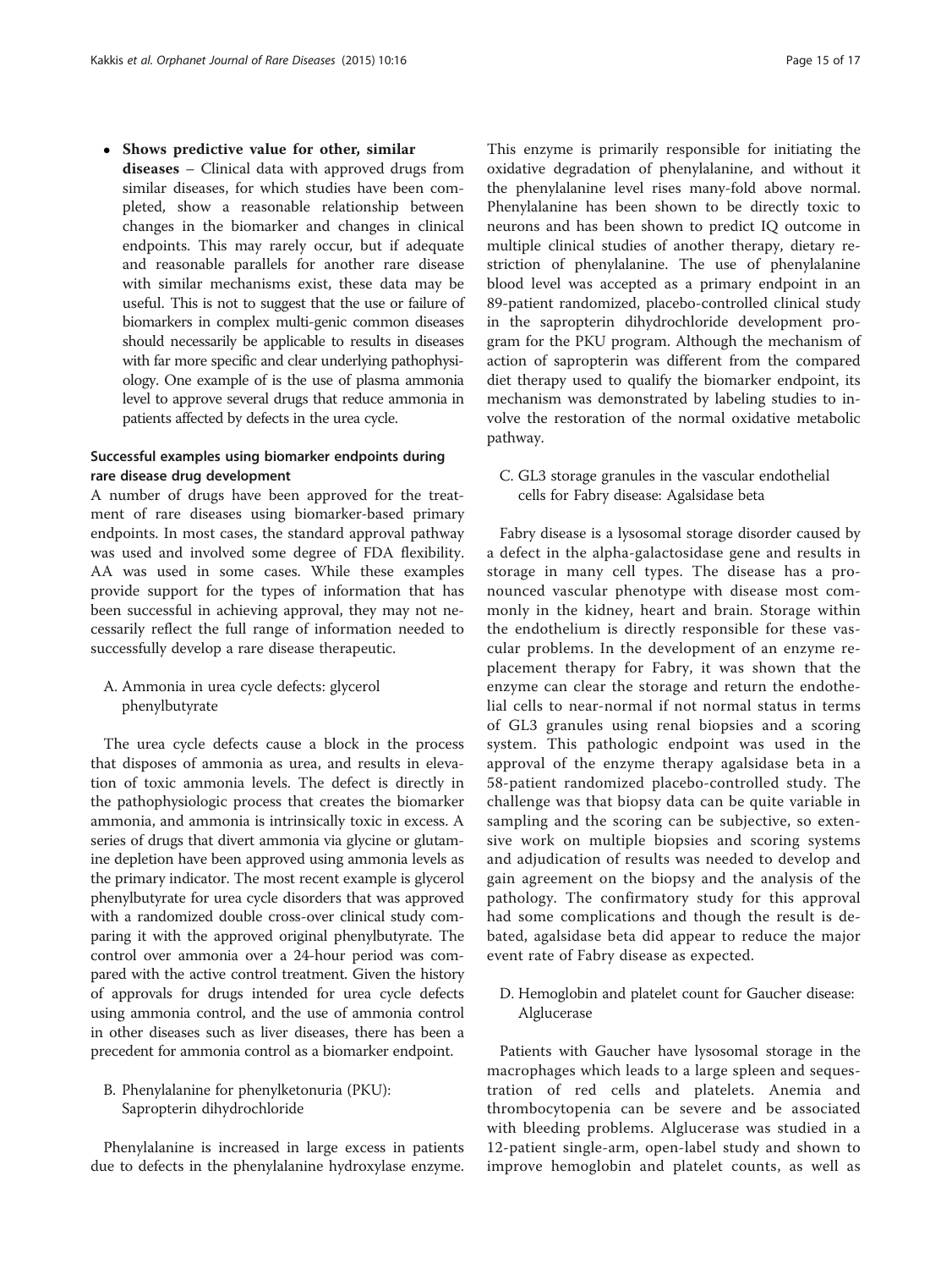- **Shows predictive value for other, similar diseases** – Clinical data with approved drugs from similar diseases, for which studies have been completed, show a reasonable relationship between changes in the biomarker and changes in clinical endpoints. This may rarely occur, but if adequate and reasonable parallels for another rare disease with similar mechanisms exist, these data may be useful. This is not to suggest that the use or failure of biomarkers in complex multi-genic common diseases should necessarily be applicable to results in diseases with far more specific and clear underlying pathophysiology. One example of is the use of plasma ammonia level to approve several drugs that reduce ammonia in patients affected by defects in the urea cycle.

### Successful examples using biomarker endpoints during rare disease drug development

A number of drugs have been approved for the treatment of rare diseases using biomarker-based primary endpoints. In most cases, the standard approval pathway was used and involved some degree of FDA flexibility. AA was used in some cases. While these examples provide support for the types of information that has been successful in achieving approval, they may not necessarily reflect the full range of information needed to successfully develop a rare disease therapeutic.

A. Ammonia in urea cycle defects: glycerol phenylbutyrate

The urea cycle defects cause a block in the process that disposes of ammonia as urea, and results in elevation of toxic ammonia levels. The defect is directly in the pathophysiologic process that creates the biomarker ammonia, and ammonia is intrinsically toxic in excess. A series of drugs that divert ammonia via glycine or glutamine depletion have been approved using ammonia levels as the primary indicator. The most recent example is glycerol phenylbutyrate for urea cycle disorders that was approved with a randomized double cross-over clinical study comparing it with the approved original phenylbutyrate. The control over ammonia over a 24-hour period was compared with the active control treatment. Given the history of approvals for drugs intended for urea cycle defects using ammonia control, and the use of ammonia control in other diseases such as liver diseases, there has been a precedent for ammonia control as a biomarker endpoint.

B. Phenylalanine for phenylketonuria (PKU): Sapropterin dihydrochloride

Phenylalanine is increased in large excess in patients due to defects in the phenylalanine hydroxylase enzyme. This enzyme is primarily responsible for initiating the oxidative degradation of phenylalanine, and without it the phenylalanine level rises many-fold above normal. Phenylalanine has been shown to be directly toxic to neurons and has been shown to predict IQ outcome in multiple clinical studies of another therapy, dietary restriction of phenylalanine. The use of phenylalanine blood level was accepted as a primary endpoint in an 89-patient randomized, placebo-controlled clinical study in the sapropterin dihydrochloride development program for the PKU program. Although the mechanism of action of sapropterin was different from the compared diet therapy used to qualify the biomarker endpoint, its mechanism was demonstrated by labeling studies to involve the restoration of the normal oxidative metabolic pathway.

C. GL3 storage granules in the vascular endothelial cells for Fabry disease: Agalsidase beta

Fabry disease is a lysosomal storage disorder caused by a defect in the alpha-galactosidase gene and results in storage in many cell types. The disease has a pronounced vascular phenotype with disease most commonly in the kidney, heart and brain. Storage within the endothelium is directly responsible for these vascular problems. In the development of an enzyme replacement therapy for Fabry, it was shown that the enzyme can clear the storage and return the endothelial cells to near-normal if not normal status in terms of GL3 granules using renal biopsies and a scoring system. This pathologic endpoint was used in the approval of the enzyme therapy agalsidase beta in a 58-patient randomized placebo-controlled study. The challenge was that biopsy data can be quite variable in sampling and the scoring can be subjective, so extensive work on multiple biopsies and scoring systems and adjudication of results was needed to develop and gain agreement on the biopsy and the analysis of the pathology. The confirmatory study for this approval had some complications and though the result is debated, agalsidase beta did appear to reduce the major event rate of Fabry disease as expected.

D. Hemoglobin and platelet count for Gaucher disease: Alglucerase

Patients with Gaucher have lysosomal storage in the macrophages which leads to a large spleen and sequestration of red cells and platelets. Anemia and thrombocytopenia can be severe and be associated with bleeding problems. Alglucerase was studied in a 12-patient single-arm, open-label study and shown to improve hemoglobin and platelet counts, as well as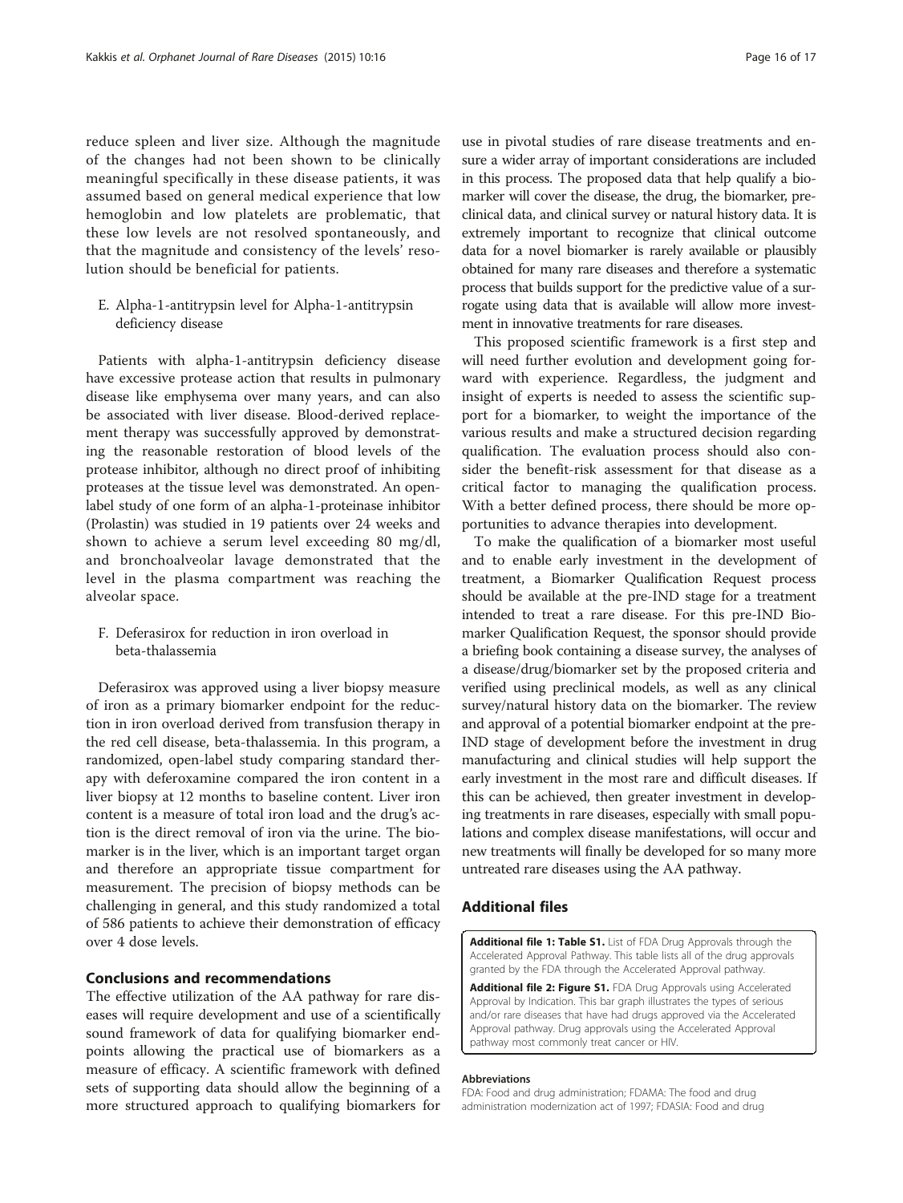reduce spleen and liver size. Although the magnitude of the changes had not been shown to be clinically meaningful specifically in these disease patients, it was assumed based on general medical experience that low hemoglobin and low platelets are problematic, that these low levels are not resolved spontaneously, and that the magnitude and consistency of the levels' resolution should be beneficial for patients.

E. Alpha-1-antitrypsin level for Alpha-1-antitrypsin deficiency disease

Patients with alpha-1-antitrypsin deficiency disease have excessive protease action that results in pulmonary disease like emphysema over many years, and can also be associated with liver disease. Blood-derived replacement therapy was successfully approved by demonstrating the reasonable restoration of blood levels of the protease inhibitor, although no direct proof of inhibiting proteases at the tissue level was demonstrated. An open-label study of one form of an alpha-1-proteinase inhibitor (Prolastin) was studied in 19 patients over 24 weeks and shown to achieve a serum level exceeding 80 mg/dl, and bronchoalveolar lavage demonstrated that the level in the plasma compartment was reaching the alveolar space.

F. Deferasirox for reduction in iron overload in beta-thalassemia

Deferasirox was approved using a liver biopsy measure of iron as a primary biomarker endpoint for the reduction in iron overload derived from transfusion therapy in the red cell disease, beta-thalassemia. In this program, a randomized, open-label study comparing standard therapy with deferoxamine compared the iron content in a liver biopsy at 12 months to baseline content. Liver iron content is a measure of total iron load and the drug's action is the direct removal of iron via the urine. The biomarker is in the liver, which is an important target organ and therefore an appropriate tissue compartment for measurement. The precision of biopsy methods can be challenging in general, and this study randomized a total of 586 patients to achieve their demonstration of efficacy over 4 dose levels.

## Conclusions and recommendations

The effective utilization of the AA pathway for rare diseases will require development and use of a scientifically sound framework of data for qualifying biomarker endpoints allowing the practical use of biomarkers as a measure of efficacy. A scientific framework with defined sets of supporting data should allow the beginning of a more structured approach to qualifying biomarkers for use in pivotal studies of rare disease treatments and ensure a wider array of important considerations are included in this process. The proposed data that help qualify a biomarker will cover the disease, the drug, the biomarker, preclinical data, and clinical survey or natural history data. It is extremely important to recognize that clinical outcome data for a novel biomarker is rarely available or plausibly obtained for many rare diseases and therefore a systematic process that builds support for the predictive value of a surrogate using data that is available will allow more investment in innovative treatments for rare diseases.

This proposed scientific framework is a first step and will need further evolution and development going forward with experience. Regardless, the judgment and insight of experts is needed to assess the scientific support for a biomarker, to weight the importance of the various results and make a structured decision regarding qualification. The evaluation process should also consider the benefit-risk assessment for that disease as a critical factor to managing the qualification process. With a better defined process, there should be more opportunities to advance therapies into development.

To make the qualification of a biomarker most useful and to enable early investment in the development of treatment, a Biomarker Qualification Request process should be available at the pre-IND stage for a treatment intended to treat a rare disease. For this pre-IND Biomarker Qualification Request, the sponsor should provide a briefing book containing a disease survey, the analyses of a disease/drug/biomarker set by the proposed criteria and verified using preclinical models, as well as any clinical survey/natural history data on the biomarker. The review and approval of a potential biomarker endpoint at the pre-IND stage of development before the investment in drug manufacturing and clinical studies will help support the early investment in the most rare and difficult diseases. If this can be achieved, then greater investment in developing treatments in rare diseases, especially with small populations and complex disease manifestations, will occur and new treatments will finally be developed for so many more untreated rare diseases using the AA pathway.

## Additional files

**Additional file 1: Table S1.** List of FDA Drug Approvals through the Accelerated Approval Pathway. This table lists all of the drug approvals granted by the FDA through the Accelerated Approval pathway.

**Additional file 2: Figure S1.** FDA Drug Approvals using Accelerated Approval by Indication. This bar graph illustrates the types of serious and/or rare diseases that have had drugs approved via the Accelerated Approval pathway. Drug approvals using the Accelerated Approval pathway most commonly treat cancer or HIV.

#### Abbreviations

FDA: Food and drug administration; FDAMA: The food and drug administration modernization act of 1997; FDASIA: Food and drug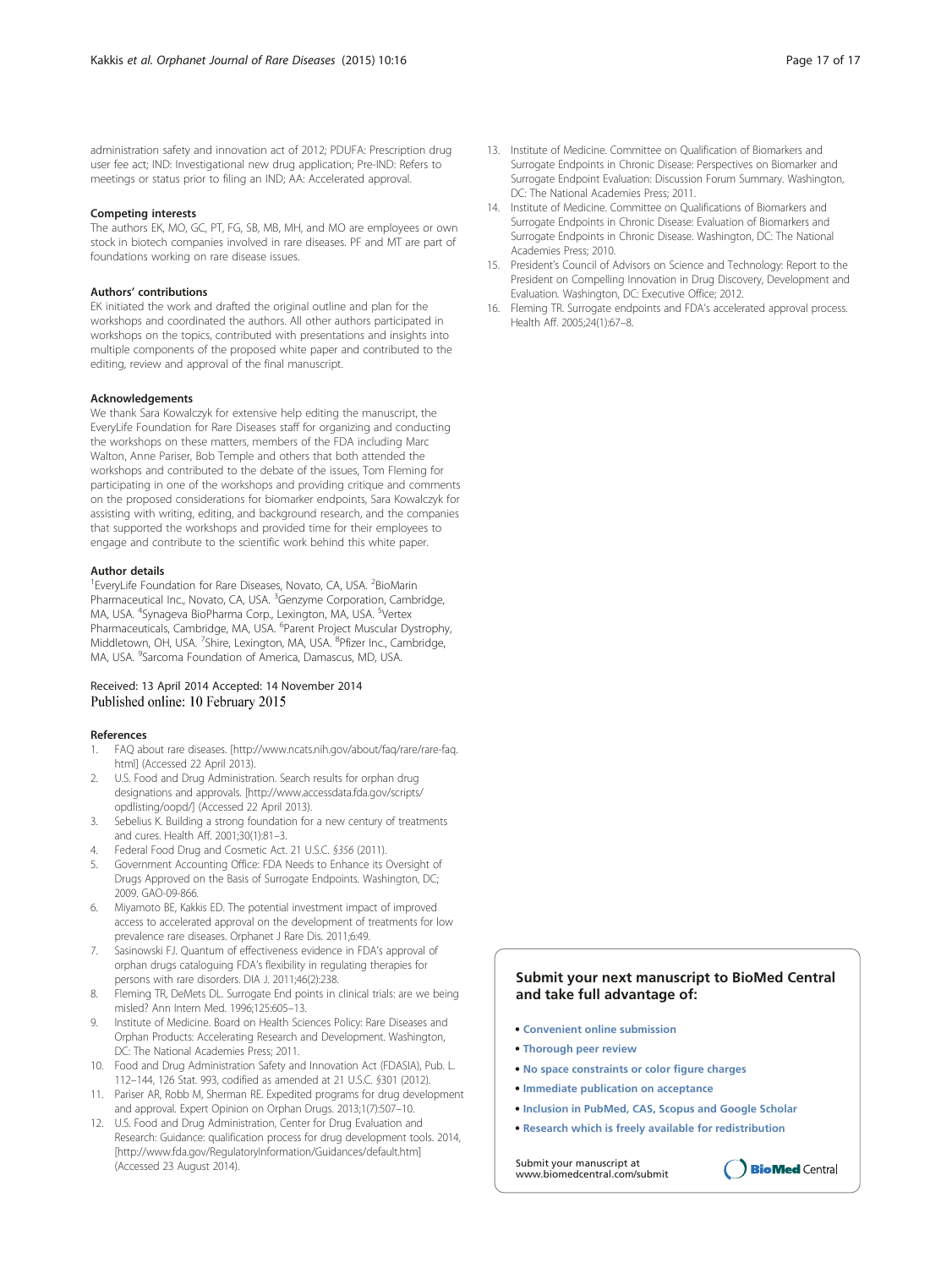administration safety and innovation act of 2012; PDUFA: Prescription drug user fee act; IND: Investigational new drug application; Pre-IND: Refers to meetings or status prior to filing an IND; AA: Accelerated approval.

#### Competing interests

The authors EK, MO, GC, PT, FG, SB, MB, MH, and MO are employees or own stock in biotech companies involved in rare diseases. PF and MT are part of foundations working on rare disease issues.

#### Authors' contributions

EK initiated the work and drafted the original outline and plan for the workshops and coordinated the authors. All other authors participated in workshops on the topics, contributed with presentations and insights into multiple components of the proposed white paper and contributed to the editing, review and approval of the final manuscript.

#### Acknowledgements

We thank Sara Kowalczyk for extensive help editing the manuscript, the EveryLife Foundation for Rare Diseases staff for organizing and conducting the workshops on these matters, members of the FDA including Marc Walton, Anne Pariser, Bob Temple and others that both attended the workshops and contributed to the debate of the issues, Tom Fleming for participating in one of the workshops and providing critique and comments on the proposed considerations for biomarker endpoints, Sara Kowalczyk for assisting with writing, editing, and background research, and the companies that supported the workshops and provided time for their employees to engage and contribute to the scientific work behind this white paper.

#### Author details

[1]EveryLife Foundation for Rare Diseases, Novato, CA, USA. [2]BioMarin Pharmaceutical Inc., Novato, CA, USA. [3]Genzyme Corporation, Cambridge, MA, USA. [4]Synageva BioPharma Corp., Lexington, MA, USA. [5]Vertex Pharmaceuticals, Cambridge, MA, USA. [6]Parent Project Muscular Dystrophy, Middletown, OH, USA. [7]Shire, Lexington, MA, USA. [8]Pfizer Inc., Cambridge, MA, USA. [9]Sarcoma Foundation of America, Damascus, MD, USA.

Received: 13 April 2014 Accepted: 14 November 2014
Published online: 10 February 2015

#### References

1. FAQ about rare diseases. [http://www.ncats.nih.gov/about/faq/rare/rare-faq.html] (Accessed 22 April 2013).
2. U.S. Food and Drug Administration. Search results for orphan drug designations and approvals. [http://www.accessdata.fda.gov/scripts/opdlisting/oopd/] (Accessed 22 April 2013).
3. Sebelius K. Building a strong foundation for a new century of treatments and cures. Health Aff. 2001;30(1):81–3.
4. Federal Food Drug and Cosmetic Act. 21 U.S.C. *§356* (2011).
5. Government Accounting Office: FDA Needs to Enhance its Oversight of Drugs Approved on the Basis of Surrogate Endpoints. Washington, DC; 2009. GAO-09-866.
6. Miyamoto BE, Kakkis ED. The potential investment impact of improved access to accelerated approval on the development of treatments for low prevalence rare diseases. Orphanet J Rare Dis. 2011;6:49.
7. Sasinowski FJ. Quantum of effectiveness evidence in FDA's approval of orphan drugs cataloguing FDA's flexibility in regulating therapies for persons with rare disorders. DIA J. 2011;46(2):238.
8. Fleming TR, DeMets DL. Surrogate End points in clinical trials: are we being misled? Ann Intern Med. 1996;125:605–13.
9. Institute of Medicine. Board on Health Sciences Policy: Rare Diseases and Orphan Products: Accelerating Research and Development. Washington, DC: The National Academies Press; 2011.
10. Food and Drug Administration Safety and Innovation Act (FDASIA), Pub. L. 112–144, 126 Stat. 993, codified as amended at 21 U.S.C. §301 (2012).
11. Pariser AR, Robb M, Sherman RE. Expedited programs for drug development and approval. Expert Opinion on Orphan Drugs. 2013;1(7):507–10.
12. U.S. Food and Drug Administration, Center for Drug Evaluation and Research: Guidance: qualification process for drug development tools. 2014, [http://www.fda.gov/RegulatoryInformation/Guidances/default.htm] (Accessed 23 August 2014).
13. Institute of Medicine. Committee on Qualification of Biomarkers and Surrogate Endpoints in Chronic Disease: Perspectives on Biomarker and Surrogate Endpoint Evaluation: Discussion Forum Summary. Washington, DC: The National Academies Press; 2011.
14. Institute of Medicine. Committee on Qualifications of Biomarkers and Surrogate Endpoints in Chronic Disease: Evaluation of Biomarkers and Surrogate Endpoints in Chronic Disease. Washington, DC: The National Academies Press; 2010.
15. President's Council of Advisors on Science and Technology: Report to the President on Compelling Innovation in Drug Discovery, Development and Evaluation. Washington, DC: Executive Office; 2012.
16. Fleming TR. Surrogate endpoints and FDA's accelerated approval process. Health Aff. 2005;24(1):67–8.

**Submit your next manuscript to BioMed Central and take full advantage of:**

- Convenient online submission
- Thorough peer review
- No space constraints or color figure charges
- Immediate publication on acceptance
- Inclusion in PubMed, CAS, Scopus and Google Scholar
- Research which is freely available for redistribution

Submit your manuscript at www.biomedcentral.com/submit

BioMed Central